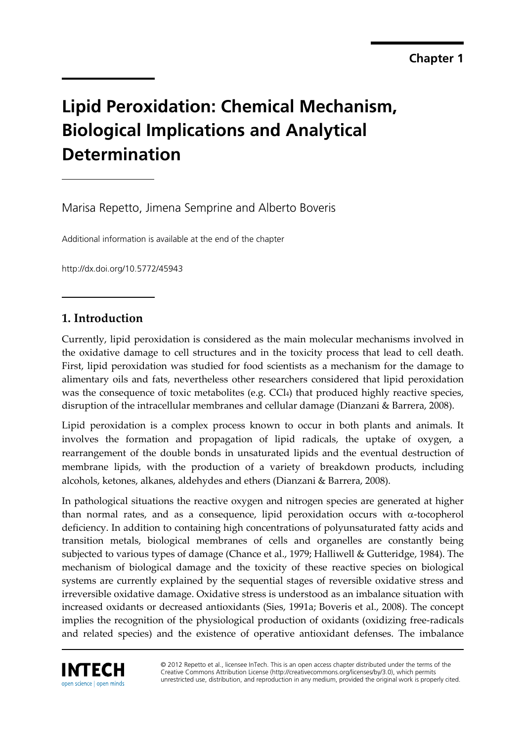Chapter 1

# Lipid Peroxidation: Chemical Mechanism, Biological Implications and Analytical Determination

Marisa Repetto, Jimena Semprine and Alberto Boveris

Additional information is available at the end of the chapter

http://dx.doi.org/10.5772/45943

## 1. Introduction

Currently, lipid peroxidation is considered as the main molecular mechanisms involved in the oxidative damage to cell structures and in the toxicity process that lead to cell death. First, lipid peroxidation was studied for food scientists as a mechanism for the damage to alimentary oils and fats, nevertheless other researchers considered that lipid peroxidation was the consequence of toxic metabolites (e.g. $CCl_4$) that produced highly reactive species, disruption of the intracellular membranes and cellular damage (Dianzani & Barrera, 2008).

Lipid peroxidation is a complex process known to occur in both plants and animals. It involves the formation and propagation of lipid radicals, the uptake of oxygen, a rearrangement of the double bonds in unsaturated lipids and the eventual destruction of membrane lipids, with the production of a variety of breakdown products, including alcohols, ketones, alkanes, aldehydes and ethers (Dianzani & Barrera, 2008).

In pathological situations the reactive oxygen and nitrogen species are generated at higher than normal rates, and as a consequence, lipid peroxidation occurs with $\alpha$-tocopherol deficiency. In addition to containing high concentrations of polyunsaturated fatty acids and transition metals, biological membranes of cells and organelles are constantly being subjected to various types of damage (Chance et al., 1979; Halliwell & Gutteridge, 1984). The mechanism of biological damage and the toxicity of these reactive species on biological systems are currently explained by the sequential stages of reversible oxidative stress and irreversible oxidative damage. Oxidative stress is understood as an imbalance situation with increased oxidants or decreased antioxidants (Sies, 1991a; Boveris et al., 2008). The concept implies the recognition of the physiological production of oxidants (oxidizing free-radicals and related species) and the existence of operative antioxidant defenses. The imbalance

© 2012 Repetto et al., licensee InTech. This is an open access chapter distributed under the terms of the Creative Commons Attribution License (http://creativecommons.org/licenses/by/3.0), which permits unrestricted use, distribution, and reproduction in any medium, provided the original work is properly cited.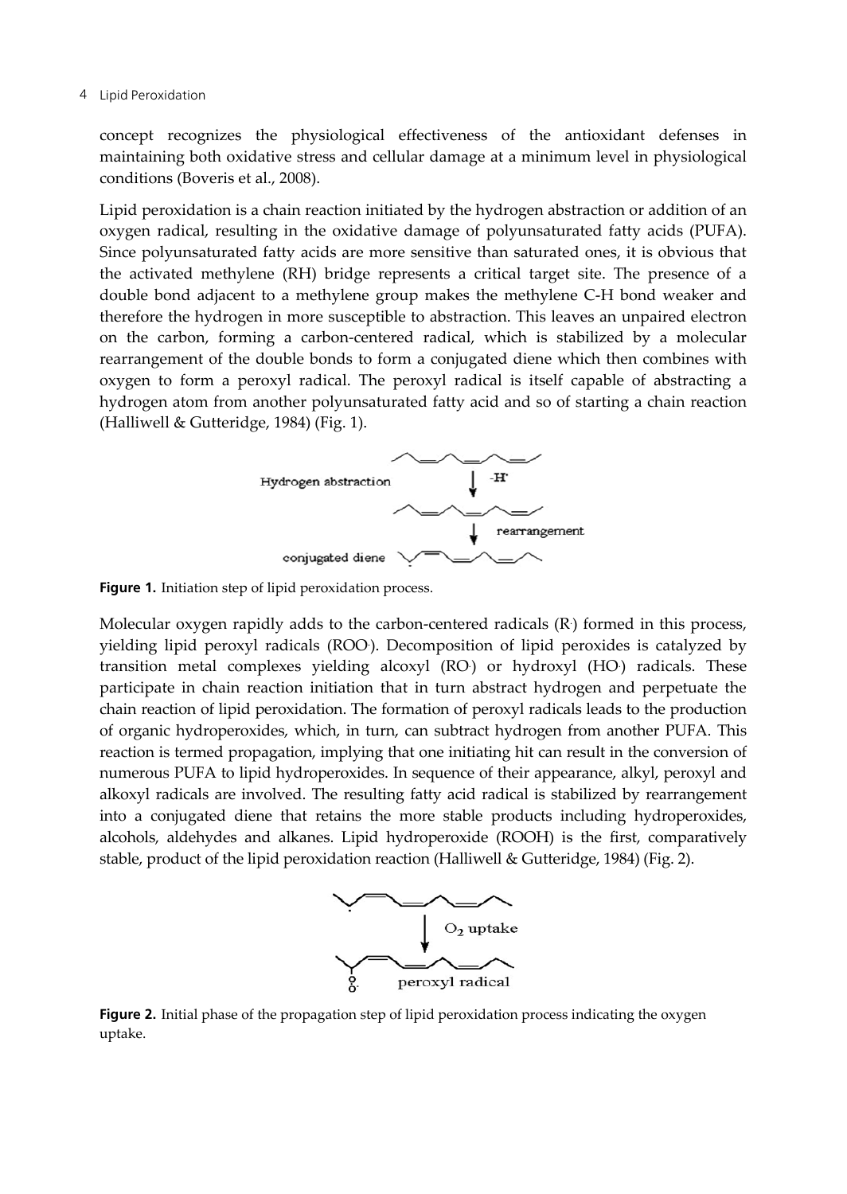concept recognizes the physiological effectiveness of the antioxidant defenses in maintaining both oxidative stress and cellular damage at a minimum level in physiological conditions (Boveris et al., 2008).

Lipid peroxidation is a chain reaction initiated by the hydrogen abstraction or addition of an oxygen radical, resulting in the oxidative damage of polyunsaturated fatty acids (PUFA). Since polyunsaturated fatty acids are more sensitive than saturated ones, it is obvious that the activated methylene (RH) bridge represents a critical target site. The presence of a double bond adjacent to a methylene group makes the methylene C-H bond weaker and therefore the hydrogen in more susceptible to abstraction. This leaves an unpaired electron on the carbon, forming a carbon-centered radical, which is stabilized by a molecular rearrangement of the double bonds to form a conjugated diene which then combines with oxygen to form a peroxyl radical. The peroxyl radical is itself capable of abstracting a hydrogen atom from another polyunsaturated fatty acid and so of starting a chain reaction (Halliwell & Gutteridge, 1984) (Fig. 1).

**Figure 1.** Initiation step of lipid peroxidation process.

Molecular oxygen rapidly adds to the carbon-centered radicals (R·) formed in this process, yielding lipid peroxyl radicals (ROO·). Decomposition of lipid peroxides is catalyzed by transition metal complexes yielding alcoxyl (RO·) or hydroxyl (HO·) radicals. These participate in chain reaction initiation that in turn abstract hydrogen and perpetuate the chain reaction of lipid peroxidation. The formation of peroxyl radicals leads to the production of organic hydroperoxides, which, in turn, can subtract hydrogen from another PUFA. This reaction is termed propagation, implying that one initiating hit can result in the conversion of numerous PUFA to lipid hydroperoxides. In sequence of their appearance, alkyl, peroxyl and alkoxyl radicals are involved. The resulting fatty acid radical is stabilized by rearrangement into a conjugated diene that retains the more stable products including hydroperoxides, alcohols, aldehydes and alkanes. Lipid hydroperoxide (ROOH) is the first, comparatively stable, product of the lipid peroxidation reaction (Halliwell & Gutteridge, 1984) (Fig. 2).

**Figure 2.** Initial phase of the propagation step of lipid peroxidation process indicating the oxygen uptake.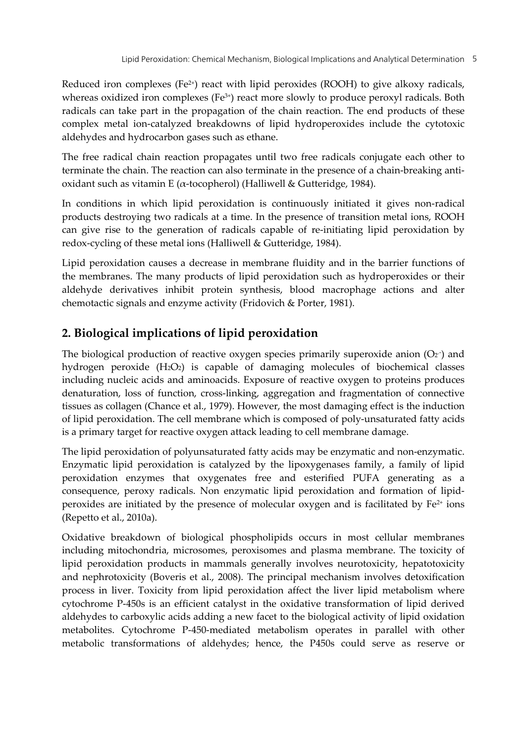Reduced iron complexes ($Fe^{2+}$) react with lipid peroxides (ROOH) to give alkoxy radicals, whereas oxidized iron complexes ($Fe^{3+}$) react more slowly to produce peroxyl radicals. Both radicals can take part in the propagation of the chain reaction. The end products of these complex metal ion-catalyzed breakdowns of lipid hydroperoxides include the cytotoxic aldehydes and hydrocarbon gases such as ethane.

The free radical chain reaction propagates until two free radicals conjugate each other to terminate the chain. The reaction can also terminate in the presence of a chain-breaking anti-oxidant such as vitamin E ($\alpha$-tocopherol) (Halliwell & Gutteridge, 1984).

In conditions in which lipid peroxidation is continuously initiated it gives non-radical products destroying two radicals at a time. In the presence of transition metal ions, ROOH can give rise to the generation of radicals capable of re-initiating lipid peroxidation by redox-cycling of these metal ions (Halliwell & Gutteridge, 1984).

Lipid peroxidation causes a decrease in membrane fluidity and in the barrier functions of the membranes. The many products of lipid peroxidation such as hydroperoxides or their aldehyde derivatives inhibit protein synthesis, blood macrophage actions and alter chemotactic signals and enzyme activity (Fridovich & Porter, 1981).

## 2. Biological implications of lipid peroxidation

The biological production of reactive oxygen species primarily superoxide anion ($O_2^{\cdot-}$) and hydrogen peroxide ($H_2O_2$) is capable of damaging molecules of biochemical classes including nucleic acids and aminoacids. Exposure of reactive oxygen to proteins produces denaturation, loss of function, cross-linking, aggregation and fragmentation of connective tissues as collagen (Chance et al., 1979). However, the most damaging effect is the induction of lipid peroxidation. The cell membrane which is composed of poly-unsaturated fatty acids is a primary target for reactive oxygen attack leading to cell membrane damage.

The lipid peroxidation of polyunsaturated fatty acids may be enzymatic and non-enzymatic. Enzymatic lipid peroxidation is catalyzed by the lipoxygenases family, a family of lipid peroxidation enzymes that oxygenates free and esterified PUFA generating as a consequence, peroxy radicals. Non enzymatic lipid peroxidation and formation of lipid-peroxides are initiated by the presence of molecular oxygen and is facilitated by $Fe^{2+}$ ions (Repetto et al., 2010a).

Oxidative breakdown of biological phospholipids occurs in most cellular membranes including mitochondria, microsomes, peroxisomes and plasma membrane. The toxicity of lipid peroxidation products in mammals generally involves neurotoxicity, hepatotoxicity and nephrotoxicity (Boveris et al., 2008). The principal mechanism involves detoxification process in liver. Toxicity from lipid peroxidation affect the liver lipid metabolism where cytochrome P-450s is an efficient catalyst in the oxidative transformation of lipid derived aldehydes to carboxylic acids adding a new facet to the biological activity of lipid oxidation metabolites. Cytochrome P-450-mediated metabolism operates in parallel with other metabolic transformations of aldehydes; hence, the P450s could serve as reserve or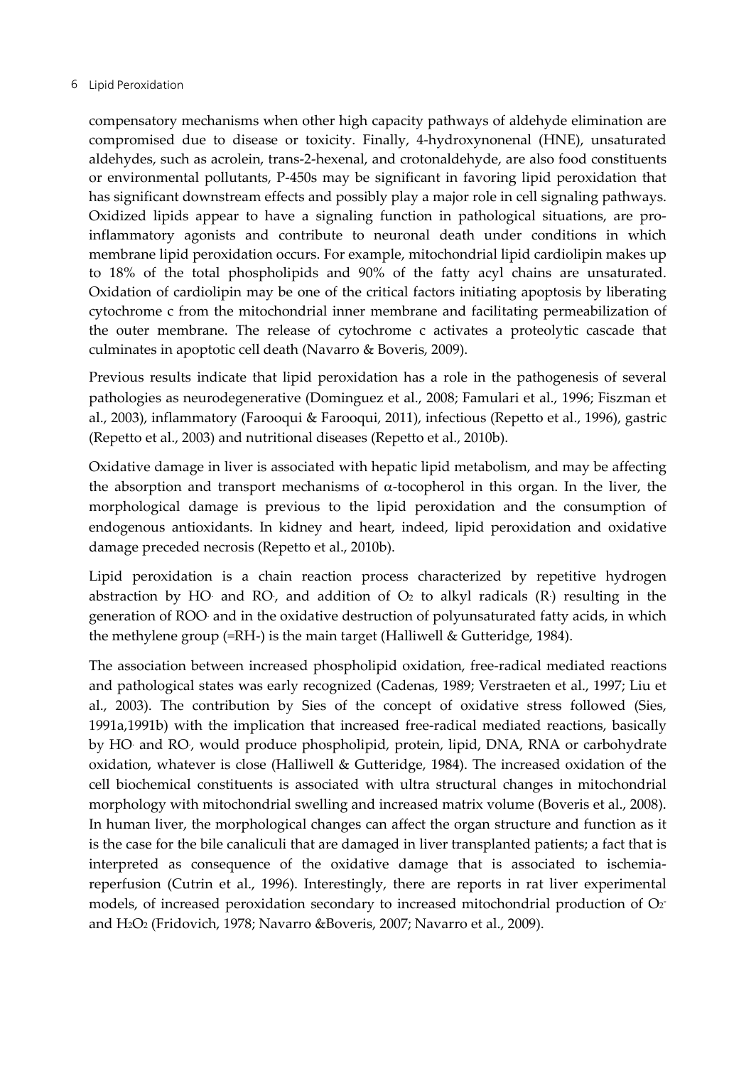compensatory mechanisms when other high capacity pathways of aldehyde elimination are compromised due to disease or toxicity. Finally, 4-hydroxynonenal (HNE), unsaturated aldehydes, such as acrolein, trans-2-hexenal, and crotonaldehyde, are also food constituents or environmental pollutants, P-450s may be significant in favoring lipid peroxidation that has significant downstream effects and possibly play a major role in cell signaling pathways. Oxidized lipids appear to have a signaling function in pathological situations, are pro-inflammatory agonists and contribute to neuronal death under conditions in which membrane lipid peroxidation occurs. For example, mitochondrial lipid cardiolipin makes up to 18% of the total phospholipids and 90% of the fatty acyl chains are unsaturated. Oxidation of cardiolipin may be one of the critical factors initiating apoptosis by liberating cytochrome c from the mitochondrial inner membrane and facilitating permeabilization of the outer membrane. The release of cytochrome c activates a proteolytic cascade that culminates in apoptotic cell death (Navarro & Boveris, 2009).

Previous results indicate that lipid peroxidation has a role in the pathogenesis of several pathologies as neurodegenerative (Dominguez et al., 2008; Famulari et al., 1996; Fiszman et al., 2003), inflammatory (Farooqui & Farooqui, 2011), infectious (Repetto et al., 1996), gastric (Repetto et al., 2003) and nutritional diseases (Repetto et al., 2010b).

Oxidative damage in liver is associated with hepatic lipid metabolism, and may be affecting the absorption and transport mechanisms of α-tocopherol in this organ. In the liver, the morphological damage is previous to the lipid peroxidation and the consumption of endogenous antioxidants. In kidney and heart, indeed, lipid peroxidation and oxidative damage preceded necrosis (Repetto et al., 2010b).

Lipid peroxidation is a chain reaction process characterized by repetitive hydrogen abstraction by $HO^{\cdot}$ and $RO^{\cdot}$, and addition of $O_2$ to alkyl radicals ($R^{\cdot}$) resulting in the generation of $ROO^{\cdot}$ and in the oxidative destruction of polyunsaturated fatty acids, in which the methylene group (=RH-) is the main target (Halliwell & Gutteridge, 1984).

The association between increased phospholipid oxidation, free-radical mediated reactions and pathological states was early recognized (Cadenas, 1989; Verstraeten et al., 1997; Liu et al., 2003). The contribution by Sies of the concept of oxidative stress followed (Sies, 1991a,1991b) with the implication that increased free-radical mediated reactions, basically by $HO^{\cdot}$ and $RO^{\cdot}$, would produce phospholipid, protein, lipid, DNA, RNA or carbohydrate oxidation, whatever is close (Halliwell & Gutteridge, 1984). The increased oxidation of the cell biochemical constituents is associated with ultra structural changes in mitochondrial morphology with mitochondrial swelling and increased matrix volume (Boveris et al., 2008). In human liver, the morphological changes can affect the organ structure and function as it is the case for the bile canaliculi that are damaged in liver transplanted patients; a fact that is interpreted as consequence of the oxidative damage that is associated to ischemia-reperfusion (Cutrin et al., 1996). Interestingly, there are reports in rat liver experimental models, of increased peroxidation secondary to increased mitochondrial production of $O_2^-$ and $H_2O_2$ (Fridovich, 1978; Navarro &Boveris, 2007; Navarro et al., 2009).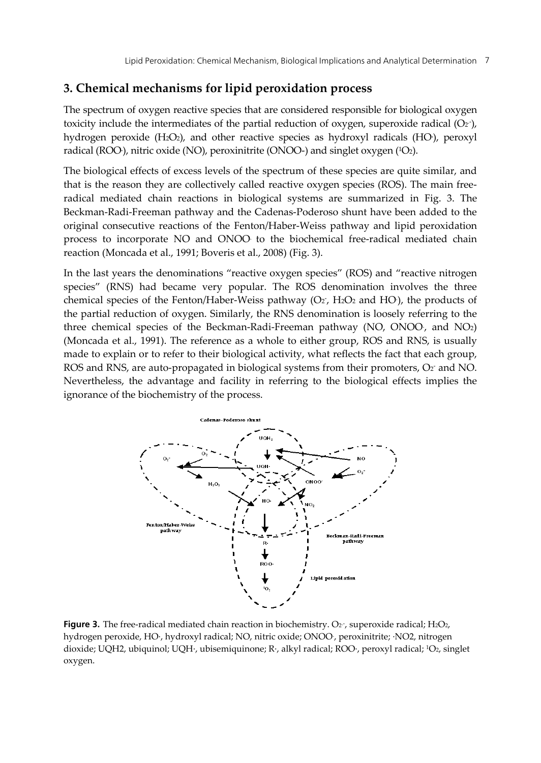## 3. Chemical mechanisms for lipid peroxidation process

The spectrum of oxygen reactive species that are considered responsible for biological oxygen toxicity include the intermediates of the partial reduction of oxygen, superoxide radical ($O_2^{\cdot -}$), hydrogen peroxide ($H_2O_2$), and other reactive species as hydroxyl radicals ($HO^{\cdot}$), peroxyl radical ($ROO^{\cdot}$), nitric oxide (NO), peroxinitrite ($ONOO^-$) and singlet oxygen ($^1O_2$).

The biological effects of excess levels of the spectrum of these species are quite similar, and that is the reason they are collectively called reactive oxygen species (ROS). The main free-radical mediated chain reactions in biological systems are summarized in Fig. 3. The Beckman-Radi-Freeman pathway and the Cadenas-Poderoso shunt have been added to the original consecutive reactions of the Fenton/Haber-Weiss pathway and lipid peroxidation process to incorporate NO and $ONOO^{\cdot}$ to the biochemical free-radical mediated chain reaction (Moncada et al., 1991; Boveris et al., 2008) (Fig. 3).

In the last years the denominations "reactive oxygen species" (ROS) and "reactive nitrogen species" (RNS) had became very popular. The ROS denomination involves the three chemical species of the Fenton/Haber-Weiss pathway ($O_2^-$, $H_2O_2$ and $HO^{\cdot}$), the products of the partial reduction of oxygen. Similarly, the RNS denomination is loosely referring to the three chemical species of the Beckman-Radi-Freeman pathway (NO, $ONOO^{\cdot}$, and $NO_2$) (Moncada et al., 1991). The reference as a whole to either group, ROS and RNS, is usually made to explain or to refer to their biological activity, what reflects the fact that each group, ROS and RNS, are auto-propagated in biological systems from their promoters, $O_2^-$ and NO. Nevertheless, the advantage and facility in referring to the biological effects implies the ignorance of the biochemistry of the process.

**Figure 3.** The free-radical mediated chain reaction in biochemistry. $O_2^{\cdot -}$, superoxide radical; $H_2O_2$, hydrogen peroxide, $HO^{\cdot}$, hydroxyl radical; NO, nitric oxide; $ONOO^{\cdot}$, peroxinitrite; $\cdot NO2$, nitrogen dioxide; UQH2, ubiquinol; UQH$\cdot$, ubisemiquinone; R$\cdot$, alkyl radical; ROO$\cdot$, peroxyl radical; $^1O_2$, singlet oxygen.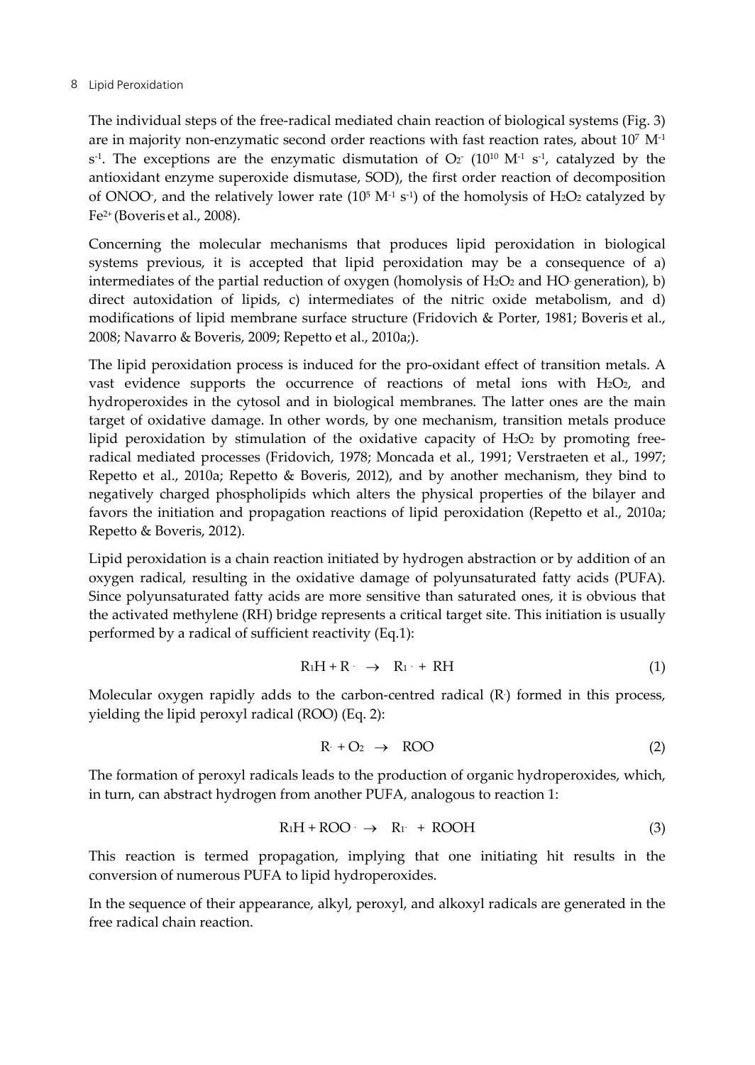The individual steps of the free-radical mediated chain reaction of biological systems (Fig. 3) are in majority non-enzymatic second order reactions with fast reaction rates, about $10^7$ $M^{-1}$ $s^{-1}$. The exceptions are the enzymatic dismutation of $O_2^-$ ($10^{10}$ $M^{-1}$ $s^{-1}$, catalyzed by the antioxidant enzyme superoxide dismutase, SOD), the first order reaction of decomposition of $ONOO^-$, and the relatively lower rate ($10^5$ $M^{-1}$ $s^{-1}$) of the homolysis of $H_2O_2$ catalyzed by $Fe^{2+}$ (Boveris et al., 2008).

Concerning the molecular mechanisms that produces lipid peroxidation in biological systems previous, it is accepted that lipid peroxidation may be a consequence of a) intermediates of the partial reduction of oxygen (homolysis of $H_2O_2$ and $HO^{\cdot}$ generation), b) direct autoxidation of lipids, c) intermediates of the nitric oxide metabolism, and d) modifications of lipid membrane surface structure (Fridovich & Porter, 1981; Boveris et al., 2008; Navarro & Boveris, 2009; Repetto et al., 2010a;).

The lipid peroxidation process is induced for the pro-oxidant effect of transition metals. A vast evidence supports the occurrence of reactions of metal ions with $H_2O_2$, and hydroperoxides in the cytosol and in biological membranes. The latter ones are the main target of oxidative damage. In other words, by one mechanism, transition metals produce lipid peroxidation by stimulation of the oxidative capacity of $H_2O_2$ by promoting free-radical mediated processes (Fridovich, 1978; Moncada et al., 1991; Verstraeten et al., 1997; Repetto et al., 2010a; Repetto & Boveris, 2012), and by another mechanism, they bind to negatively charged phospholipids which alters the physical properties of the bilayer and favors the initiation and propagation reactions of lipid peroxidation (Repetto et al., 2010a; Repetto & Boveris, 2012).

Lipid peroxidation is a chain reaction initiated by hydrogen abstraction or by addition of an oxygen radical, resulting in the oxidative damage of polyunsaturated fatty acids (PUFA). Since polyunsaturated fatty acids are more sensitive than saturated ones, it is obvious that the activated methylene (RH) bridge represents a critical target site. This initiation is usually performed by a radical of sufficient reactivity (Eq.1):

$$R_1H + R^{\cdot} \rightarrow R_1^{\cdot} + RH \tag{1}$$

Molecular oxygen rapidly adds to the carbon-centred radical ($R^{\cdot}$) formed in this process, yielding the lipid peroxyl radical (ROO) (Eq. 2):

$$R^{\cdot} + O_2 \rightarrow ROO \tag{2}$$

The formation of peroxyl radicals leads to the production of organic hydroperoxides, which, in turn, can abstract hydrogen from another PUFA, analogous to reaction 1:

$$R_1H + ROO^{\cdot} \rightarrow R_1^{\cdot} + ROOH \tag{3}$$

This reaction is termed propagation, implying that one initiating hit results in the conversion of numerous PUFA to lipid hydroperoxides.

In the sequence of their appearance, alkyl, peroxyl, and alkoxyl radicals are generated in the free radical chain reaction.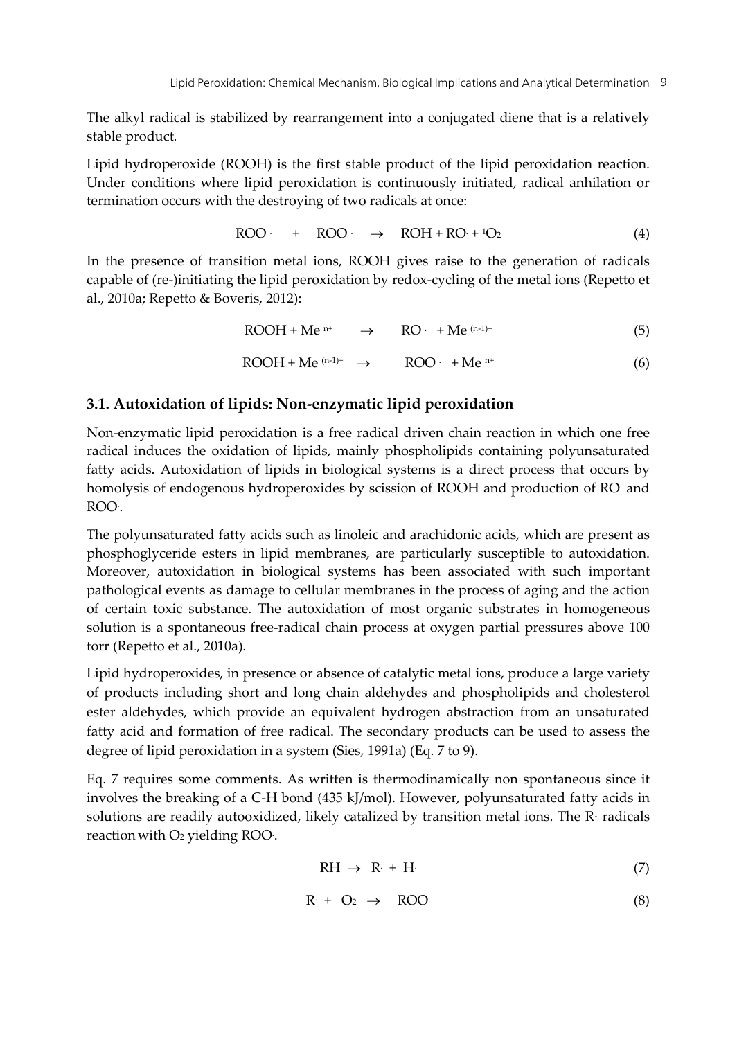The alkyl radical is stabilized by rearrangement into a conjugated diene that is a relatively stable product.

Lipid hydroperoxide (ROOH) is the first stable product of the lipid peroxidation reaction. Under conditions where lipid peroxidation is continuously initiated, radical anhilation or termination occurs with the destroying of two radicals at once:

$$ROO^{\cdot} \quad + \quad ROO^{\cdot} \quad \rightarrow \quad ROH + RO^{\cdot} + {}^{1}O_2 \tag{4}$$

In the presence of transition metal ions, ROOH gives raise to the generation of radicals capable of (re-)initiating the lipid peroxidation by redox-cycling of the metal ions (Repetto et al., 2010a; Repetto & Boveris, 2012):

$$ROOH + Me^{n+} \quad \rightarrow \quad RO^{\cdot} + Me^{(n-1)+} \tag{5}$$

$$ROOH + Me^{(n-1)+} \quad \rightarrow \quad ROO^{\cdot} + Me^{n+} \tag{6}$$

## 3.1. Autoxidation of lipids: Non-enzymatic lipid peroxidation

Non-enzymatic lipid peroxidation is a free radical driven chain reaction in which one free radical induces the oxidation of lipids, mainly phospholipids containing polyunsaturated fatty acids. Autoxidation of lipids in biological systems is a direct process that occurs by homolysis of endogenous hydroperoxides by scission of ROOH and production of $RO^{\cdot}$ and $ROO^{\cdot}$.

The polyunsaturated fatty acids such as linoleic and arachidonic acids, which are present as phosphoglyceride esters in lipid membranes, are particularly susceptible to autoxidation. Moreover, autoxidation in biological systems has been associated with such important pathological events as damage to cellular membranes in the process of aging and the action of certain toxic substance. The autoxidation of most organic substrates in homogeneous solution is a spontaneous free-radical chain process at oxygen partial pressures above 100 torr (Repetto et al., 2010a).

Lipid hydroperoxides, in presence or absence of catalytic metal ions, produce a large variety of products including short and long chain aldehydes and phospholipids and cholesterol ester aldehydes, which provide an equivalent hydrogen abstraction from an unsaturated fatty acid and formation of free radical. The secondary products can be used to assess the degree of lipid peroxidation in a system (Sies, 1991a) (Eq. 7 to 9).

Eq. 7 requires some comments. As written is thermodinamically non spontaneous since it involves the breaking of a C-H bond (435 kJ/mol). However, polyunsaturated fatty acids in solutions are readily autooxidized, likely catalized by transition metal ions. The $R\cdot$ radicals reaction with $O_2$ yielding $ROO^{\cdot}$.

$$RH \rightarrow R^{\cdot} + H^{\cdot} \tag{7}$$

$$R^{\cdot} + O_2 \rightarrow ROO^{\cdot} \tag{8}$$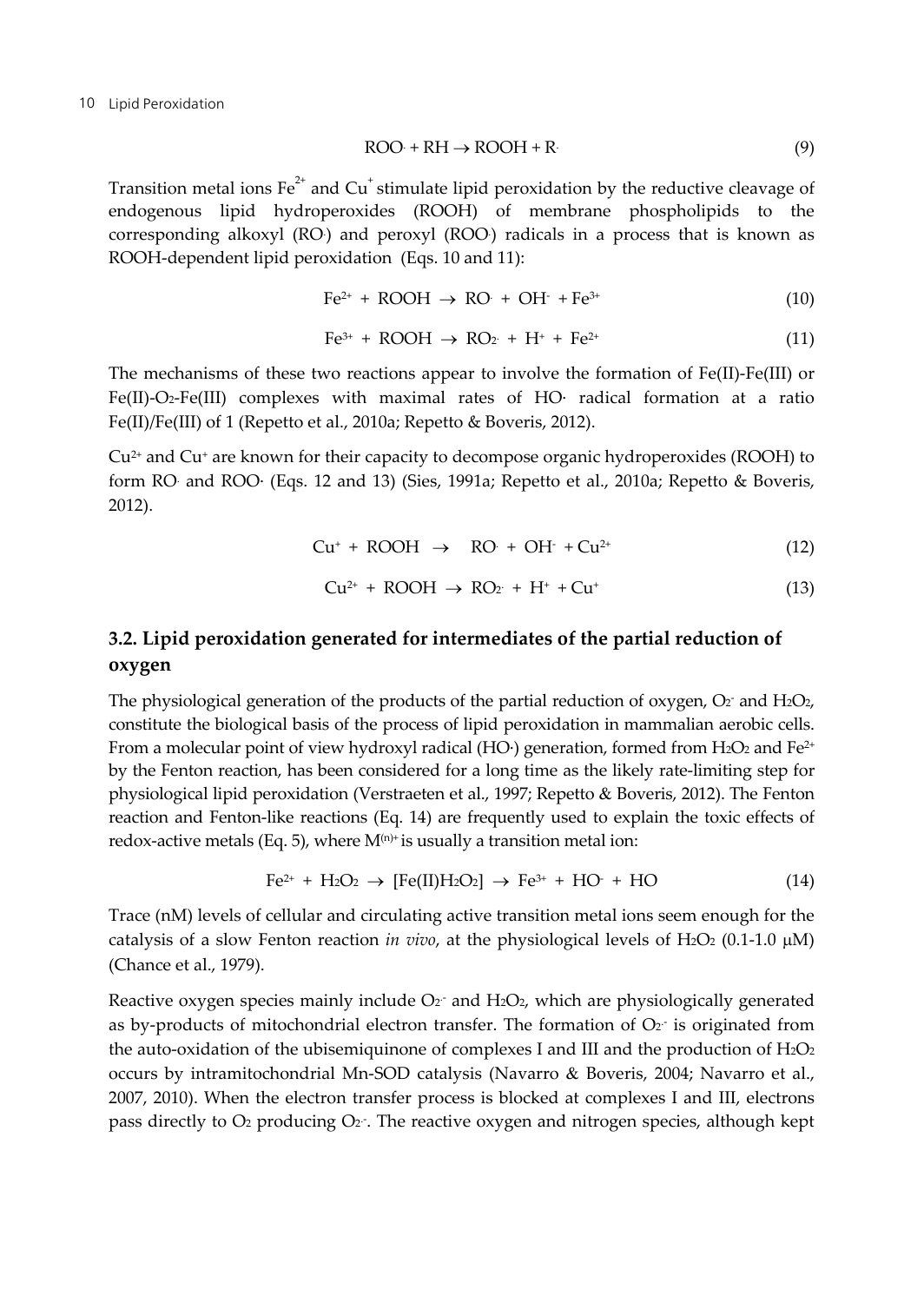$$ROO\cdot + RH \rightarrow ROOH + R\cdot \quad (9)$$

Transition metal ions $Fe^{2+}$ and $Cu^{+}$ stimulate lipid peroxidation by the reductive cleavage of endogenous lipid hydroperoxides (ROOH) of membrane phospholipids to the corresponding alkoxyl ($RO\cdot$) and peroxyl ($ROO\cdot$) radicals in a process that is known as ROOH-dependent lipid peroxidation (Eqs. 10 and 11):

$$Fe^{2+} + ROOH \rightarrow RO\cdot + OH^{-} + Fe^{3+} \quad (10)$$

$$Fe^{3+} + ROOH \rightarrow RO_2\cdot + H^{+} + Fe^{2+} \quad (11)$$

The mechanisms of these two reactions appear to involve the formation of Fe(II)-Fe(III) or Fe(II)-$O_2$-Fe(III) complexes with maximal rates of $HO\cdot$ radical formation at a ratio Fe(II)/Fe(III) of 1 (Repetto et al., 2010a; Repetto & Boveris, 2012).

$Cu^{2+}$ and $Cu^{+}$ are known for their capacity to decompose organic hydroperoxides (ROOH) to form $RO\cdot$ and $ROO\cdot$ (Eqs. 12 and 13) (Sies, 1991a; Repetto et al., 2010a; Repetto & Boveris, 2012).

$$Cu^{+} + ROOH \rightarrow RO\cdot + OH^{-} + Cu^{2+} \quad (12)$$

$$Cu^{2+} + ROOH \rightarrow RO_2\cdot + H^{+} + Cu^{+} \quad (13)$$

## 3.2. Lipid peroxidation generated for intermediates of the partial reduction of oxygen

The physiological generation of the products of the partial reduction of oxygen, $O_2^{-}$ and $H_2O_2$, constitute the biological basis of the process of lipid peroxidation in mammalian aerobic cells. From a molecular point of view hydroxyl radical ($HO\cdot$) generation, formed from $H_2O_2$ and $Fe^{2+}$ by the Fenton reaction, has been considered for a long time as the likely rate-limiting step for physiological lipid peroxidation (Verstraeten et al., 1997; Repetto & Boveris, 2012). The Fenton reaction and Fenton-like reactions (Eq. 14) are frequently used to explain the toxic effects of redox-active metals (Eq. 5), where $M^{(n)+}$ is usually a transition metal ion:

$$Fe^{2+} + H_2O_2 \rightarrow [Fe(II)H_2O_2] \rightarrow Fe^{3+} + HO^{-} + HO \quad (14)$$

Trace (nM) levels of cellular and circulating active transition metal ions seem enough for the catalysis of a slow Fenton reaction *in vivo*, at the physiological levels of $H_2O_2$ (0.1-1.0 μM) (Chance et al., 1979).

Reactive oxygen species mainly include $O_2^{-}$ and $H_2O_2$, which are physiologically generated as by-products of mitochondrial electron transfer. The formation of $O_2^{-}$ is originated from the auto-oxidation of the ubisemiquinone of complexes I and III and the production of $H_2O_2$ occurs by intramitochondrial Mn-SOD catalysis (Navarro & Boveris, 2004; Navarro et al., 2007, 2010). When the electron transfer process is blocked at complexes I and III, electrons pass directly to $O_2$ producing $O_2^{\cdot -}$. The reactive oxygen and nitrogen species, although kept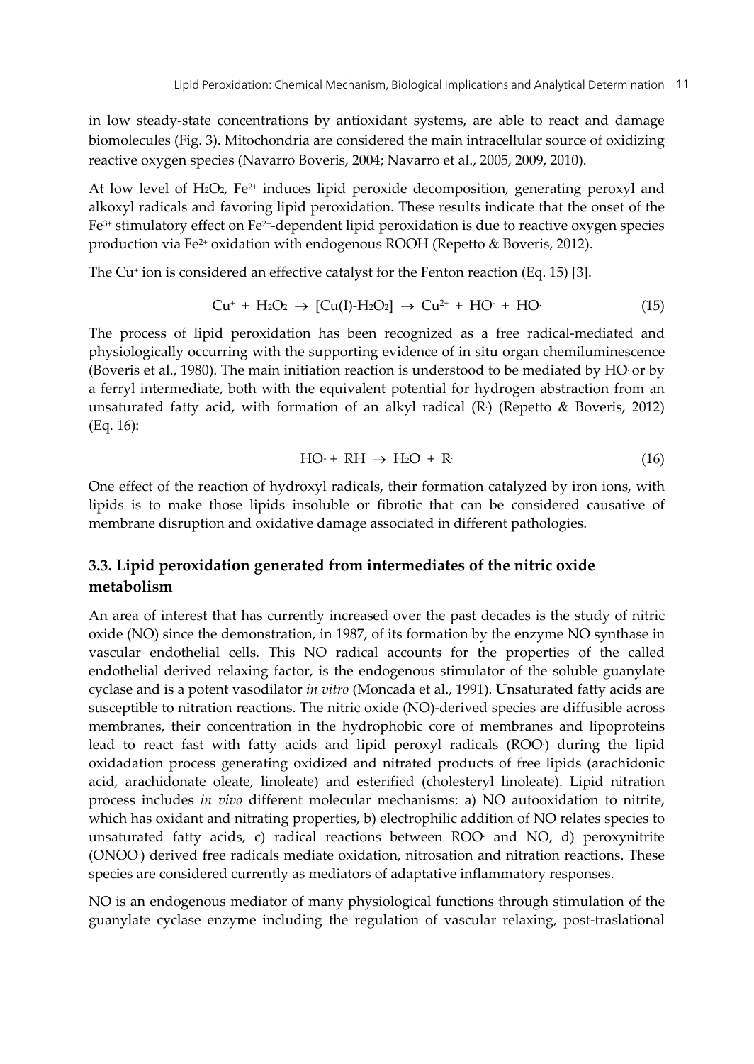in low steady-state concentrations by antioxidant systems, are able to react and damage biomolecules (Fig. 3). Mitochondria are considered the main intracellular source of oxidizing reactive oxygen species (Navarro Boveris, 2004; Navarro et al., 2005, 2009, 2010).

At low level of $H_2O_2$, $Fe^{2+}$ induces lipid peroxide decomposition, generating peroxyl and alkoxyl radicals and favoring lipid peroxidation. These results indicate that the onset of the $Fe^{3+}$ stimulatory effect on $Fe^{2+}$-dependent lipid peroxidation is due to reactive oxygen species production via $Fe^{2+}$ oxidation with endogenous ROOH (Repetto & Boveris, 2012).

The $Cu^{+}$ ion is considered an effective catalyst for the Fenton reaction (Eq. 15) [3].

$$Cu^{+} + H_2O_2 \rightarrow [Cu(I)\text{-}H_2O_2] \rightarrow Cu^{2+} + HO^{-} + HO^{\cdot} \tag{15}$$

The process of lipid peroxidation has been recognized as a free radical-mediated and physiologically occurring with the supporting evidence of in situ organ chemiluminescence (Boveris et al., 1980). The main initiation reaction is understood to be mediated by $HO^{\cdot}$ or by a ferryl intermediate, both with the equivalent potential for hydrogen abstraction from an unsaturated fatty acid, with formation of an alkyl radical ($R^{\cdot}$) (Repetto & Boveris, 2012) (Eq. 16):

$$HO^{\cdot} + RH \rightarrow H_2O + R^{\cdot} \tag{16}$$

One effect of the reaction of hydroxyl radicals, their formation catalyzed by iron ions, with lipids is to make those lipids insoluble or fibrotic that can be considered causative of membrane disruption and oxidative damage associated in different pathologies.

### 3.3. Lipid peroxidation generated from intermediates of the nitric oxide metabolism

An area of interest that has currently increased over the past decades is the study of nitric oxide (NO) since the demonstration, in 1987, of its formation by the enzyme NO synthase in vascular endothelial cells. This NO radical accounts for the properties of the called endothelial derived relaxing factor, is the endogenous stimulator of the soluble guanylate cyclase and is a potent vasodilator *in vitro* (Moncada et al., 1991). Unsaturated fatty acids are susceptible to nitration reactions. The nitric oxide (NO)-derived species are diffusible across membranes, their concentration in the hydrophobic core of membranes and lipoproteins lead to react fast with fatty acids and lipid peroxyl radicals ($ROO^{\cdot}$) during the lipid oxidadation process generating oxidized and nitrated products of free lipids (arachidonic acid, arachidonate oleate, linoleate) and esterified (cholesteryl linoleate). Lipid nitration process includes *in vivo* different molecular mechanisms: a) NO autooxidation to nitrite, which has oxidant and nitrating properties, b) electrophilic addition of NO relates species to unsaturated fatty acids, c) radical reactions between $ROO^{\cdot}$ and NO, d) peroxynitrite ($ONOO^{\cdot}$) derived free radicals mediate oxidation, nitrosation and nitration reactions. These species are considered currently as mediators of adaptative inflammatory responses.

NO is an endogenous mediator of many physiological functions through stimulation of the guanylate cyclase enzyme including the regulation of vascular relaxing, post-traslational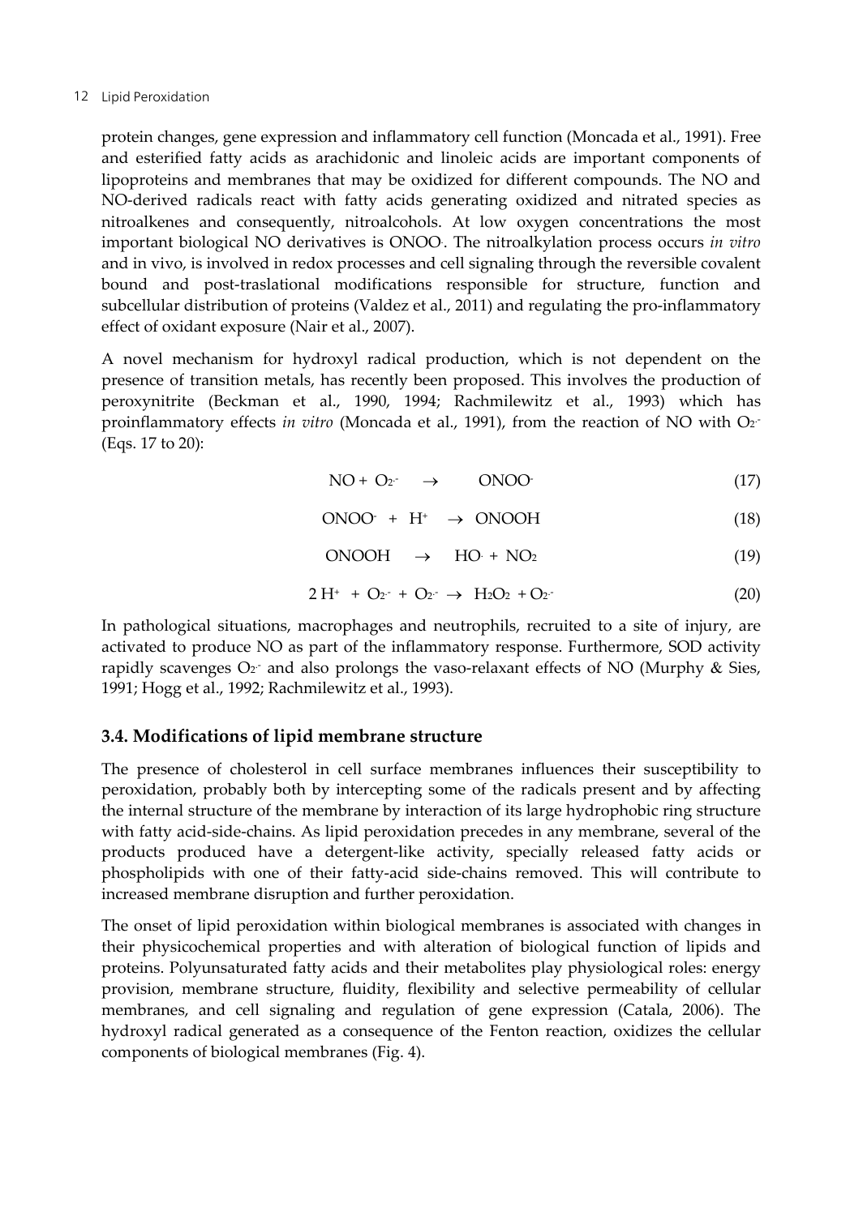protein changes, gene expression and inflammatory cell function (Moncada et al., 1991). Free and esterified fatty acids as arachidonic and linoleic acids are important components of lipoproteins and membranes that may be oxidized for different compounds. The NO and NO-derived radicals react with fatty acids generating oxidized and nitrated species as nitroalkenes and consequently, nitroalcohols. At low oxygen concentrations the most important biological NO derivatives is $ONOO^{\cdot}$. The nitroalkylation process occurs *in vitro* and in vivo, is involved in redox processes and cell signaling through the reversible covalent bound and post-traslational modifications responsible for structure, function and subcellular distribution of proteins (Valdez et al., 2011) and regulating the pro-inflammatory effect of oxidant exposure (Nair et al., 2007).

A novel mechanism for hydroxyl radical production, which is not dependent on the presence of transition metals, has recently been proposed. This involves the production of peroxynitrite (Beckman et al., 1990, 1994; Rachmilewitz et al., 1993) which has proinflammatory effects *in vitro* (Moncada et al., 1991), from the reaction of NO with $O_2^{\cdot-}$ (Eqs. 17 to 20):

$$NO + O_2^{\cdot-} \rightarrow ONOO^{-} \quad (17)$$

$$ONOO^{-} + H^{+} \rightarrow ONOOH \quad (18)$$

$$ONOOH \rightarrow HO^{\cdot} + NO_2 \quad (19)$$

$$2\,H^{+} + O_2^{\cdot-} + O_2^{\cdot-} \rightarrow H_2O_2 + O_2^{\cdot-} \quad (20)$$

In pathological situations, macrophages and neutrophils, recruited to a site of injury, are activated to produce NO as part of the inflammatory response. Furthermore, SOD activity rapidly scavenges $O_2^{\cdot-}$ and also prolongs the vaso-relaxant effects of NO (Murphy & Sies, 1991; Hogg et al., 1992; Rachmilewitz et al., 1993).

## 3.4. Modifications of lipid membrane structure

The presence of cholesterol in cell surface membranes influences their susceptibility to peroxidation, probably both by intercepting some of the radicals present and by affecting the internal structure of the membrane by interaction of its large hydrophobic ring structure with fatty acid-side-chains. As lipid peroxidation precedes in any membrane, several of the products produced have a detergent-like activity, specially released fatty acids or phospholipids with one of their fatty-acid side-chains removed. This will contribute to increased membrane disruption and further peroxidation.

The onset of lipid peroxidation within biological membranes is associated with changes in their physicochemical properties and with alteration of biological function of lipids and proteins. Polyunsaturated fatty acids and their metabolites play physiological roles: energy provision, membrane structure, fluidity, flexibility and selective permeability of cellular membranes, and cell signaling and regulation of gene expression (Catala, 2006). The hydroxyl radical generated as a consequence of the Fenton reaction, oxidizes the cellular components of biological membranes (Fig. 4).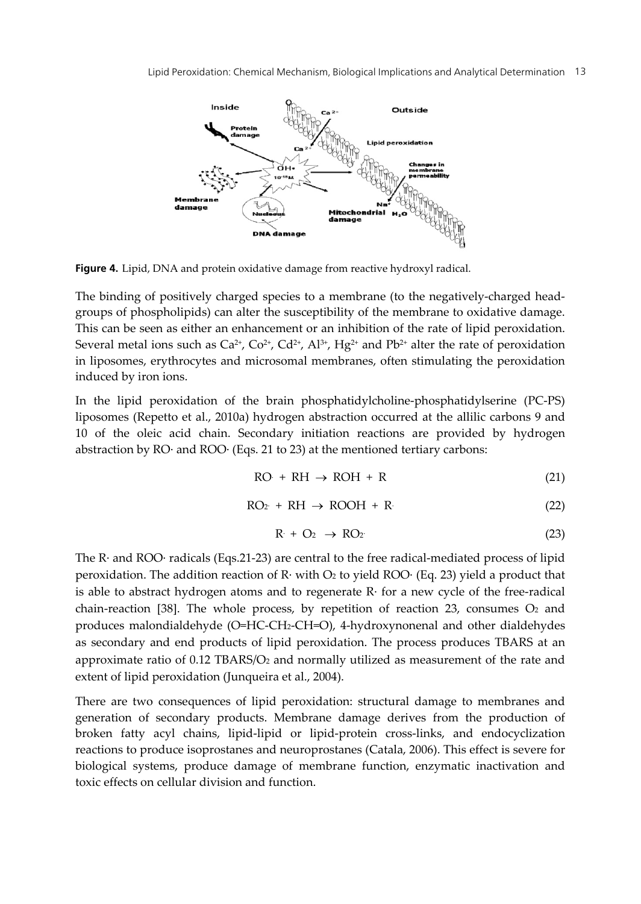**Figure 4.** Lipid, DNA and protein oxidative damage from reactive hydroxyl radical.

The binding of positively charged species to a membrane (to the negatively-charged head-groups of phospholipids) can alter the susceptibility of the membrane to oxidative damage. This can be seen as either an enhancement or an inhibition of the rate of lipid peroxidation. Several metal ions such as $Ca^{2+}$, $Co^{2+}$, $Cd^{2+}$, $Al^{3+}$, $Hg^{2+}$ and $Pb^{2+}$ alter the rate of peroxidation in liposomes, erythrocytes and microsomal membranes, often stimulating the peroxidation induced by iron ions.

In the lipid peroxidation of the brain phosphatidylcholine-phosphatidylserine (PC-PS) liposomes (Repetto et al., 2010a) hydrogen abstraction occurred at the allilic carbons 9 and 10 of the oleic acid chain. Secondary initiation reactions are provided by hydrogen abstraction by RO· and ROO· (Eqs. 21 to 23) at the mentioned tertiary carbons:

$$RO^{\cdot} + RH \rightarrow ROH + R \tag{21}$$

$$RO_2^{\cdot} + RH \rightarrow ROOH + R^{\cdot} \tag{22}$$

$$R^{\cdot} + O_2 \rightarrow RO_2^{\cdot} \tag{23}$$

The R· and ROO· radicals (Eqs.21-23) are central to the free radical-mediated process of lipid peroxidation. The addition reaction of R· with $O_2$ to yield ROO· (Eq. 23) yield a product that is able to abstract hydrogen atoms and to regenerate R· for a new cycle of the free-radical chain-reaction [38]. The whole process, by repetition of reaction 23, consumes $O_2$ and produces malondialdehyde (O=HC-$CH_2$-CH=O), 4-hydroxynonenal and other dialdehydes as secondary and end products of lipid peroxidation. The process produces TBARS at an approximate ratio of 0.12 TBARS/$O_2$ and normally utilized as measurement of the rate and extent of lipid peroxidation (Junqueira et al., 2004).

There are two consequences of lipid peroxidation: structural damage to membranes and generation of secondary products. Membrane damage derives from the production of broken fatty acyl chains, lipid-lipid or lipid-protein cross-links, and endocyclization reactions to produce isoprostanes and neuroprostanes (Catala, 2006). This effect is severe for biological systems, produce damage of membrane function, enzymatic inactivation and toxic effects on cellular division and function.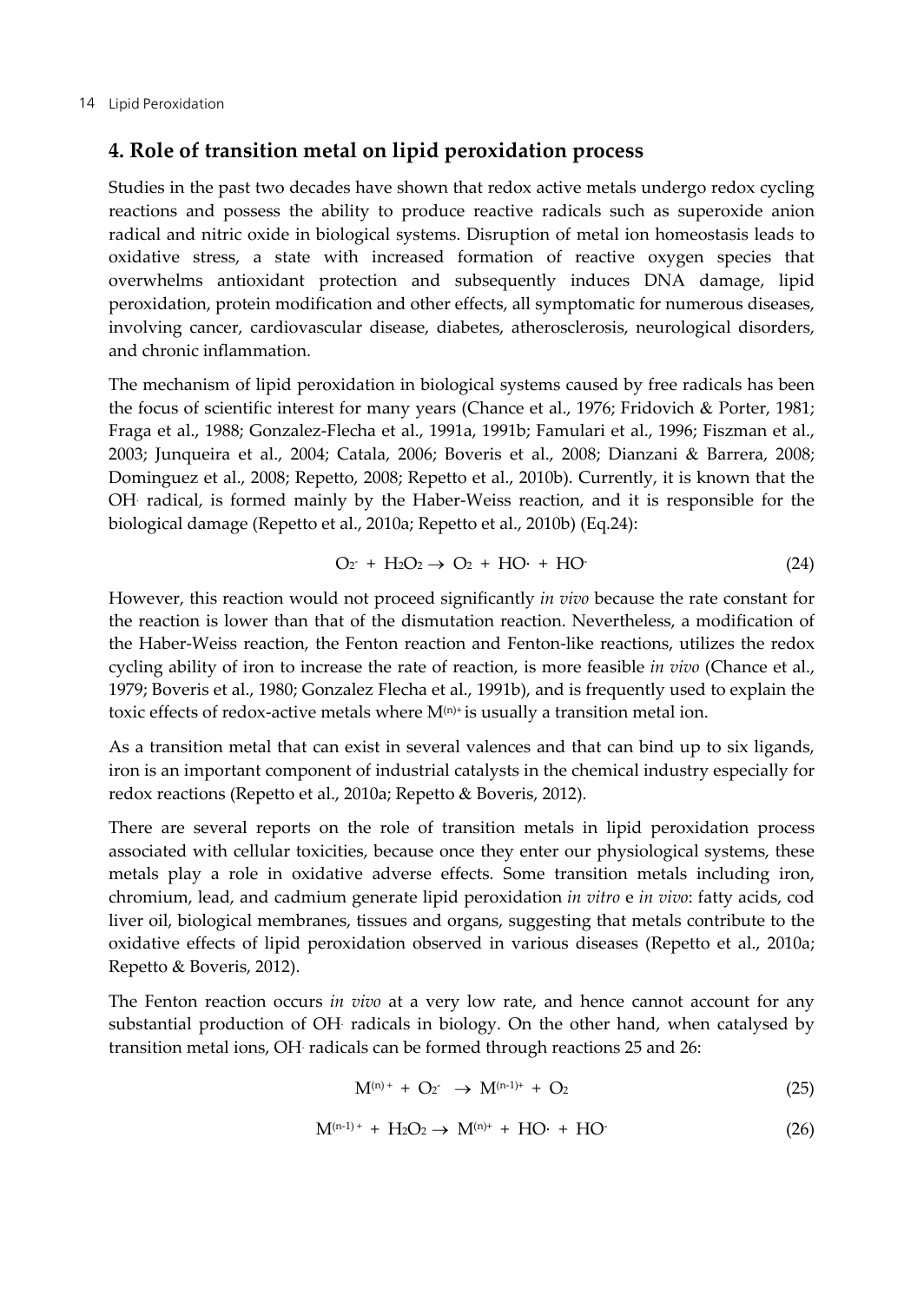## 4. Role of transition metal on lipid peroxidation process

Studies in the past two decades have shown that redox active metals undergo redox cycling reactions and possess the ability to produce reactive radicals such as superoxide anion radical and nitric oxide in biological systems. Disruption of metal ion homeostasis leads to oxidative stress, a state with increased formation of reactive oxygen species that overwhelms antioxidant protection and subsequently induces DNA damage, lipid peroxidation, protein modification and other effects, all symptomatic for numerous diseases, involving cancer, cardiovascular disease, diabetes, atherosclerosis, neurological disorders, and chronic inflammation.

The mechanism of lipid peroxidation in biological systems caused by free radicals has been the focus of scientific interest for many years (Chance et al., 1976; Fridovich & Porter, 1981; Fraga et al., 1988; Gonzalez-Flecha et al., 1991a, 1991b; Famulari et al., 1996; Fiszman et al., 2003; Junqueira et al., 2004; Catala, 2006; Boveris et al., 2008; Dianzani & Barrera, 2008; Dominguez et al., 2008; Repetto, 2008; Repetto et al., 2010b). Currently, it is known that the $OH^{\cdot}$ radical, is formed mainly by the Haber-Weiss reaction, and it is responsible for the biological damage (Repetto et al., 2010a; Repetto et al., 2010b) (Eq.24):

$$O_2^- + H_2O_2 \rightarrow O_2 + HO\cdot + HO^- \tag{24}$$

However, this reaction would not proceed significantly *in vivo* because the rate constant for the reaction is lower than that of the dismutation reaction. Nevertheless, a modification of the Haber-Weiss reaction, the Fenton reaction and Fenton-like reactions, utilizes the redox cycling ability of iron to increase the rate of reaction, is more feasible *in vivo* (Chance et al., 1979; Boveris et al., 1980; Gonzalez Flecha et al., 1991b), and is frequently used to explain the toxic effects of redox-active metals where $M^{(n)+}$ is usually a transition metal ion.

As a transition metal that can exist in several valences and that can bind up to six ligands, iron is an important component of industrial catalysts in the chemical industry especially for redox reactions (Repetto et al., 2010a; Repetto & Boveris, 2012).

There are several reports on the role of transition metals in lipid peroxidation process associated with cellular toxicities, because once they enter our physiological systems, these metals play a role in oxidative adverse effects. Some transition metals including iron, chromium, lead, and cadmium generate lipid peroxidation *in vitro* e *in vivo*: fatty acids, cod liver oil, biological membranes, tissues and organs, suggesting that metals contribute to the oxidative effects of lipid peroxidation observed in various diseases (Repetto et al., 2010a; Repetto & Boveris, 2012).

The Fenton reaction occurs *in vivo* at a very low rate, and hence cannot account for any substantial production of $OH^{\cdot}$ radicals in biology. On the other hand, when catalysed by transition metal ions, $OH^{\cdot}$ radicals can be formed through reactions 25 and 26:

$$M^{(n)+} + O_2^- \rightarrow M^{(n-1)+} + O_2 \tag{25}$$

$$M^{(n-1)+} + H_2O_2 \rightarrow M^{(n)+} + HO\cdot + HO^- \tag{26}$$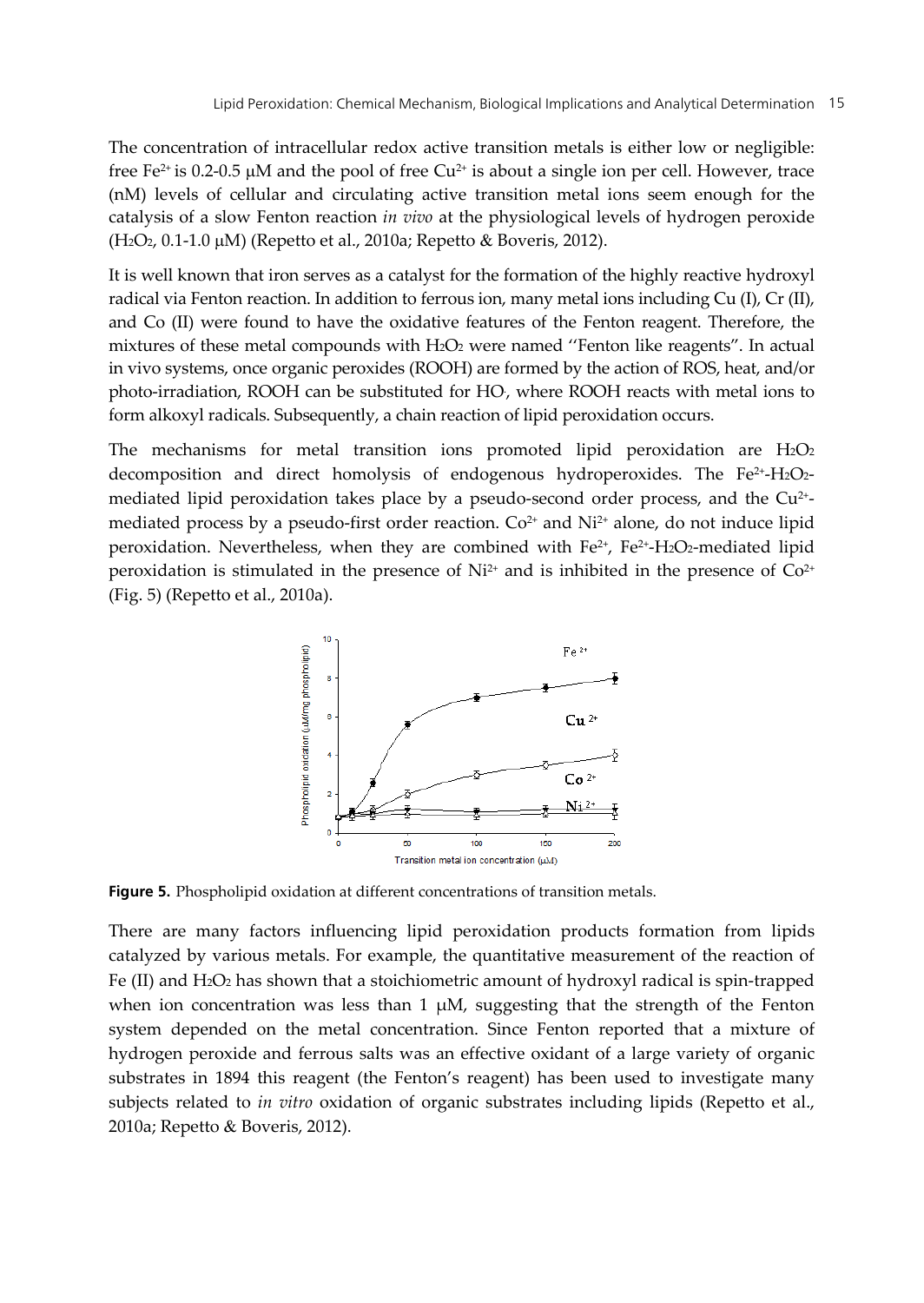The concentration of intracellular redox active transition metals is either low or negligible: free $Fe^{2+}$ is 0.2-0.5 μM and the pool of free $Cu^{2+}$ is about a single ion per cell. However, trace (nM) levels of cellular and circulating active transition metal ions seem enough for the catalysis of a slow Fenton reaction *in vivo* at the physiological levels of hydrogen peroxide ($H_2O_2$, 0.1-1.0 μM) (Repetto et al., 2010a; Repetto & Boveris, 2012).

It is well known that iron serves as a catalyst for the formation of the highly reactive hydroxyl radical via Fenton reaction. In addition to ferrous ion, many metal ions including Cu (I), Cr (II), and Co (II) were found to have the oxidative features of the Fenton reagent. Therefore, the mixtures of these metal compounds with $H_2O_2$ were named "Fenton like reagents". In actual in vivo systems, once organic peroxides (ROOH) are formed by the action of ROS, heat, and/or photo-irradiation, ROOH can be substituted for HO·, where ROOH reacts with metal ions to form alkoxyl radicals. Subsequently, a chain reaction of lipid peroxidation occurs.

The mechanisms for metal transition ions promoted lipid peroxidation are $H_2O_2$ decomposition and direct homolysis of endogenous hydroperoxides. The $Fe^{2+}$-$H_2O_2$-mediated lipid peroxidation takes place by a pseudo-second order process, and the $Cu^{2+}$-mediated process by a pseudo-first order reaction. $Co^{2+}$ and $Ni^{2+}$ alone, do not induce lipid peroxidation. Nevertheless, when they are combined with $Fe^{2+}$, $Fe^{2+}$-$H_2O_2$-mediated lipid peroxidation is stimulated in the presence of $Ni^{2+}$ and is inhibited in the presence of $Co^{2+}$ (Fig. 5) (Repetto et al., 2010a).

**Figure 5.** Phospholipid oxidation at different concentrations of transition metals.

There are many factors influencing lipid peroxidation products formation from lipids catalyzed by various metals. For example, the quantitative measurement of the reaction of Fe (II) and $H_2O_2$ has shown that a stoichiometric amount of hydroxyl radical is spin-trapped when ion concentration was less than 1 μM, suggesting that the strength of the Fenton system depended on the metal concentration. Since Fenton reported that a mixture of hydrogen peroxide and ferrous salts was an effective oxidant of a large variety of organic substrates in 1894 this reagent (the Fenton's reagent) has been used to investigate many subjects related to *in vitro* oxidation of organic substrates including lipids (Repetto et al., 2010a; Repetto & Boveris, 2012).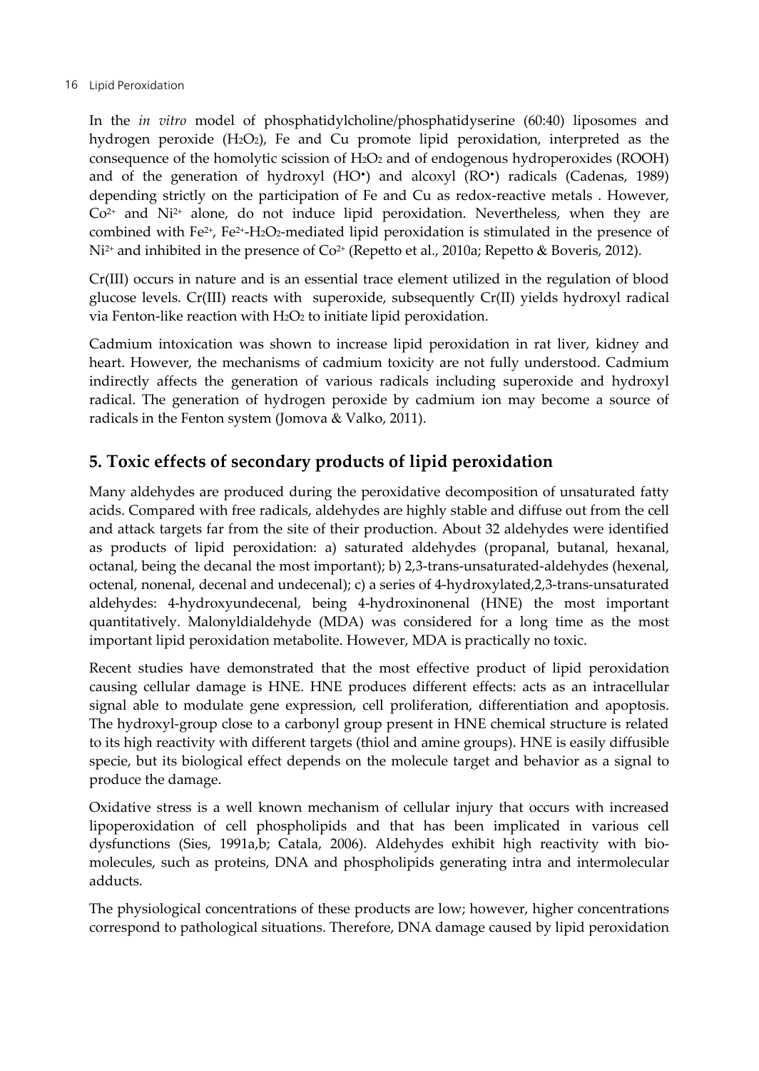In the *in vitro* model of phosphatidylcholine/phosphatidyserine (60:40) liposomes and hydrogen peroxide ($H_2O_2$), Fe and Cu promote lipid peroxidation, interpreted as the consequence of the homolytic scission of $H_2O_2$ and of endogenous hydroperoxides (ROOH) and of the generation of hydroxyl ($HO^\bullet$) and alcoxyl ($RO^\bullet$) radicals (Cadenas, 1989) depending strictly on the participation of Fe and Cu as redox-reactive metals . However, $Co^{2+}$ and $Ni^{2+}$ alone, do not induce lipid peroxidation. Nevertheless, when they are combined with $Fe^{2+}$, $Fe^{2+}$-$H_2O_2$-mediated lipid peroxidation is stimulated in the presence of $Ni^{2+}$ and inhibited in the presence of $Co^{2+}$ (Repetto et al., 2010a; Repetto & Boveris, 2012).

Cr(III) occurs in nature and is an essential trace element utilized in the regulation of blood glucose levels. Cr(III) reacts with superoxide, subsequently Cr(II) yields hydroxyl radical via Fenton-like reaction with $H_2O_2$ to initiate lipid peroxidation.

Cadmium intoxication was shown to increase lipid peroxidation in rat liver, kidney and heart. However, the mechanisms of cadmium toxicity are not fully understood. Cadmium indirectly affects the generation of various radicals including superoxide and hydroxyl radical. The generation of hydrogen peroxide by cadmium ion may become a source of radicals in the Fenton system (Jomova & Valko, 2011).

## 5. Toxic effects of secondary products of lipid peroxidation

Many aldehydes are produced during the peroxidative decomposition of unsaturated fatty acids. Compared with free radicals, aldehydes are highly stable and diffuse out from the cell and attack targets far from the site of their production. About 32 aldehydes were identified as products of lipid peroxidation: a) saturated aldehydes (propanal, butanal, hexanal, octanal, being the decanal the most important); b) 2,3-trans-unsaturated-aldehydes (hexenal, octenal, nonenal, decenal and undecenal); c) a series of 4-hydroxylated,2,3-trans-unsaturated aldehydes: 4-hydroxyundecenal, being 4-hydroxinonenal (HNE) the most important quantitatively. Malonyldialdehyde (MDA) was considered for a long time as the most important lipid peroxidation metabolite. However, MDA is practically no toxic.

Recent studies have demonstrated that the most effective product of lipid peroxidation causing cellular damage is HNE. HNE produces different effects: acts as an intracellular signal able to modulate gene expression, cell proliferation, differentiation and apoptosis. The hydroxyl-group close to a carbonyl group present in HNE chemical structure is related to its high reactivity with different targets (thiol and amine groups). HNE is easily diffusible specie, but its biological effect depends on the molecule target and behavior as a signal to produce the damage.

Oxidative stress is a well known mechanism of cellular injury that occurs with increased lipoperoxidation of cell phospholipids and that has been implicated in various cell dysfunctions (Sies, 1991a,b; Catala, 2006). Aldehydes exhibit high reactivity with bio-molecules, such as proteins, DNA and phospholipids generating intra and intermolecular adducts.

The physiological concentrations of these products are low; however, higher concentrations correspond to pathological situations. Therefore, DNA damage caused by lipid peroxidation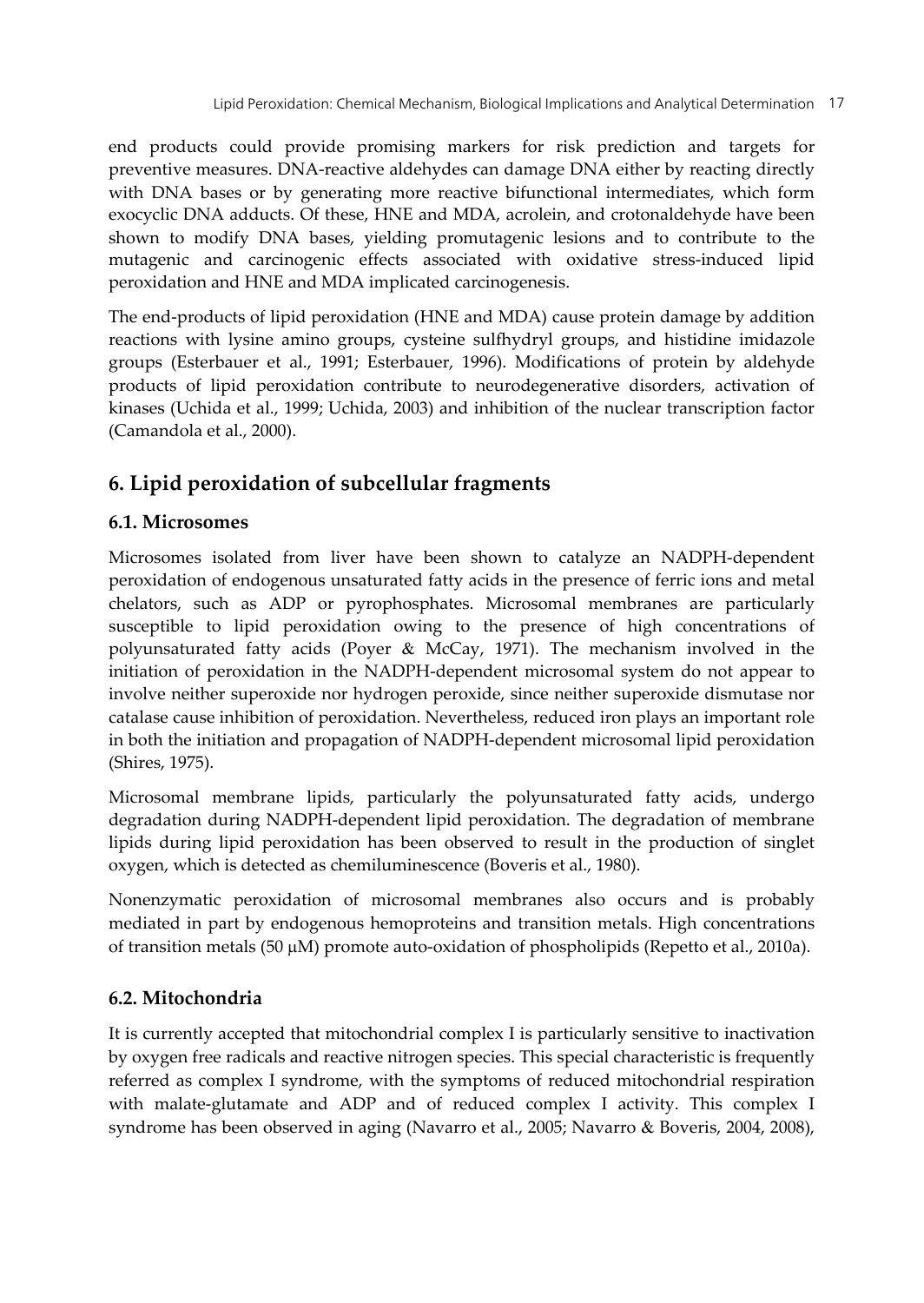end products could provide promising markers for risk prediction and targets for preventive measures. DNA-reactive aldehydes can damage DNA either by reacting directly with DNA bases or by generating more reactive bifunctional intermediates, which form exocyclic DNA adducts. Of these, HNE and MDA, acrolein, and crotonaldehyde have been shown to modify DNA bases, yielding promutagenic lesions and to contribute to the mutagenic and carcinogenic effects associated with oxidative stress-induced lipid peroxidation and HNE and MDA implicated carcinogenesis.

The end-products of lipid peroxidation (HNE and MDA) cause protein damage by addition reactions with lysine amino groups, cysteine sulfhydryl groups, and histidine imidazole groups (Esterbauer et al., 1991; Esterbauer, 1996). Modifications of protein by aldehyde products of lipid peroxidation contribute to neurodegenerative disorders, activation of kinases (Uchida et al., 1999; Uchida, 2003) and inhibition of the nuclear transcription factor (Camandola et al., 2000).

## 6. Lipid peroxidation of subcellular fragments

### 6.1. Microsomes

Microsomes isolated from liver have been shown to catalyze an NADPH-dependent peroxidation of endogenous unsaturated fatty acids in the presence of ferric ions and metal chelators, such as ADP or pyrophosphates. Microsomal membranes are particularly susceptible to lipid peroxidation owing to the presence of high concentrations of polyunsaturated fatty acids (Poyer & McCay, 1971). The mechanism involved in the initiation of peroxidation in the NADPH-dependent microsomal system do not appear to involve neither superoxide nor hydrogen peroxide, since neither superoxide dismutase nor catalase cause inhibition of peroxidation. Nevertheless, reduced iron plays an important role in both the initiation and propagation of NADPH-dependent microsomal lipid peroxidation (Shires, 1975).

Microsomal membrane lipids, particularly the polyunsaturated fatty acids, undergo degradation during NADPH-dependent lipid peroxidation. The degradation of membrane lipids during lipid peroxidation has been observed to result in the production of singlet oxygen, which is detected as chemiluminescence (Boveris et al., 1980).

Nonenzymatic peroxidation of microsomal membranes also occurs and is probably mediated in part by endogenous hemoproteins and transition metals. High concentrations of transition metals (50 μM) promote auto-oxidation of phospholipids (Repetto et al., 2010a).

### 6.2. Mitochondria

It is currently accepted that mitochondrial complex I is particularly sensitive to inactivation by oxygen free radicals and reactive nitrogen species. This special characteristic is frequently referred as complex I syndrome, with the symptoms of reduced mitochondrial respiration with malate-glutamate and ADP and of reduced complex I activity. This complex I syndrome has been observed in aging (Navarro et al., 2005; Navarro & Boveris, 2004, 2008),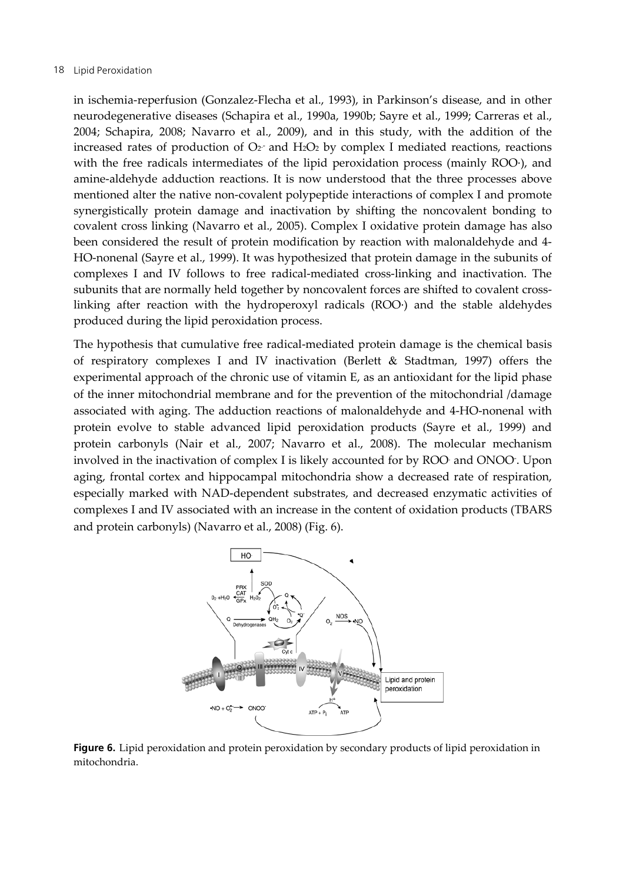in ischemia-reperfusion (Gonzalez-Flecha et al., 1993), in Parkinson's disease, and in other neurodegenerative diseases (Schapira et al., 1990a, 1990b; Sayre et al., 1999; Carreras et al., 2004; Schapira, 2008; Navarro et al., 2009), and in this study, with the addition of the increased rates of production of $O_2^{\cdot-}$ and $H_2O_2$ by complex I mediated reactions, reactions with the free radicals intermediates of the lipid peroxidation process (mainly ROO·), and amine-aldehyde adduction reactions. It is now understood that the three processes above mentioned alter the native non-covalent polypeptide interactions of complex I and promote synergistically protein damage and inactivation by shifting the noncovalent bonding to covalent cross linking (Navarro et al., 2005). Complex I oxidative protein damage has also been considered the result of protein modification by reaction with malonaldehyde and 4-HO-nonenal (Sayre et al., 1999). It was hypothesized that protein damage in the subunits of complexes I and IV follows to free radical-mediated cross-linking and inactivation. The subunits that are normally held together by noncovalent forces are shifted to covalent cross-linking after reaction with the hydroperoxyl radicals (ROO·) and the stable aldehydes produced during the lipid peroxidation process.

The hypothesis that cumulative free radical-mediated protein damage is the chemical basis of respiratory complexes I and IV inactivation (Berlett & Stadtman, 1997) offers the experimental approach of the chronic use of vitamin E, as an antioxidant for the lipid phase of the inner mitochondrial membrane and for the prevention of the mitochondrial /damage associated with aging. The adduction reactions of malonaldehyde and 4-HO-nonenal with protein evolve to stable advanced lipid peroxidation products (Sayre et al., 1999) and protein carbonyls (Nair et al., 2007; Navarro et al., 2008). The molecular mechanism involved in the inactivation of complex I is likely accounted for by $ROO^{\cdot}$ and $ONOO^-$. Upon aging, frontal cortex and hippocampal mitochondria show a decreased rate of respiration, especially marked with NAD-dependent substrates, and decreased enzymatic activities of complexes I and IV associated with an increase in the content of oxidation products (TBARS and protein carbonyls) (Navarro et al., 2008) (Fig. 6).

**Figure 6.** Lipid peroxidation and protein peroxidation by secondary products of lipid peroxidation in mitochondria.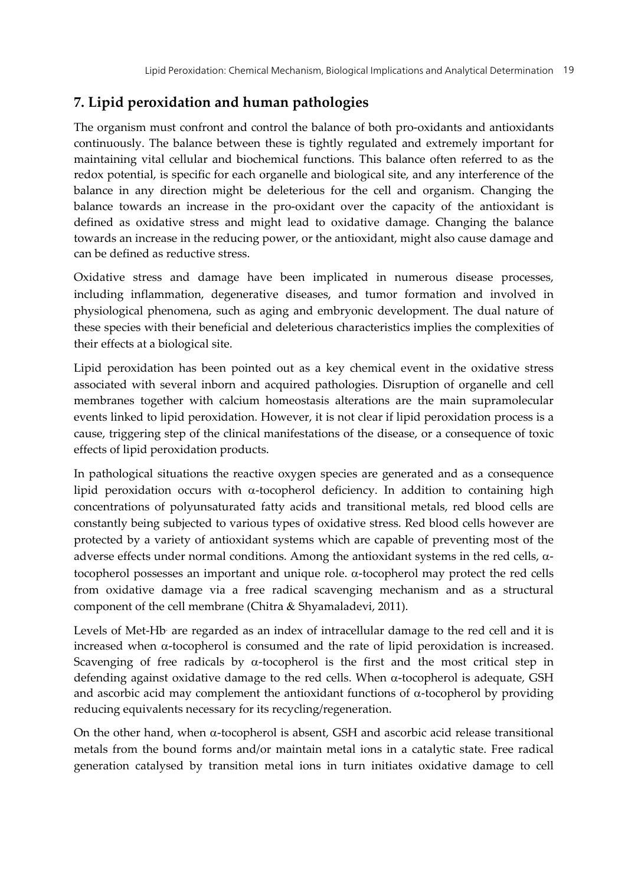## 7. Lipid peroxidation and human pathologies

The organism must confront and control the balance of both pro-oxidants and antioxidants continuously. The balance between these is tightly regulated and extremely important for maintaining vital cellular and biochemical functions. This balance often referred to as the redox potential, is specific for each organelle and biological site, and any interference of the balance in any direction might be deleterious for the cell and organism. Changing the balance towards an increase in the pro-oxidant over the capacity of the antioxidant is defined as oxidative stress and might lead to oxidative damage. Changing the balance towards an increase in the reducing power, or the antioxidant, might also cause damage and can be defined as reductive stress.

Oxidative stress and damage have been implicated in numerous disease processes, including inflammation, degenerative diseases, and tumor formation and involved in physiological phenomena, such as aging and embryonic development. The dual nature of these species with their beneficial and deleterious characteristics implies the complexities of their effects at a biological site.

Lipid peroxidation has been pointed out as a key chemical event in the oxidative stress associated with several inborn and acquired pathologies. Disruption of organelle and cell membranes together with calcium homeostasis alterations are the main supramolecular events linked to lipid peroxidation. However, it is not clear if lipid peroxidation process is a cause, triggering step of the clinical manifestations of the disease, or a consequence of toxic effects of lipid peroxidation products.

In pathological situations the reactive oxygen species are generated and as a consequence lipid peroxidation occurs with α-tocopherol deficiency. In addition to containing high concentrations of polyunsaturated fatty acids and transitional metals, red blood cells are constantly being subjected to various types of oxidative stress. Red blood cells however are protected by a variety of antioxidant systems which are capable of preventing most of the adverse effects under normal conditions. Among the antioxidant systems in the red cells, α-tocopherol possesses an important and unique role. α-tocopherol may protect the red cells from oxidative damage via a free radical scavenging mechanism and as a structural component of the cell membrane (Chitra & Shyamaladevi, 2011).

Levels of Met-Hb· are regarded as an index of intracellular damage to the red cell and it is increased when α-tocopherol is consumed and the rate of lipid peroxidation is increased. Scavenging of free radicals by α-tocopherol is the first and the most critical step in defending against oxidative damage to the red cells. When α-tocopherol is adequate, GSH and ascorbic acid may complement the antioxidant functions of α-tocopherol by providing reducing equivalents necessary for its recycling/regeneration.

On the other hand, when α-tocopherol is absent, GSH and ascorbic acid release transitional metals from the bound forms and/or maintain metal ions in a catalytic state. Free radical generation catalysed by transition metal ions in turn initiates oxidative damage to cell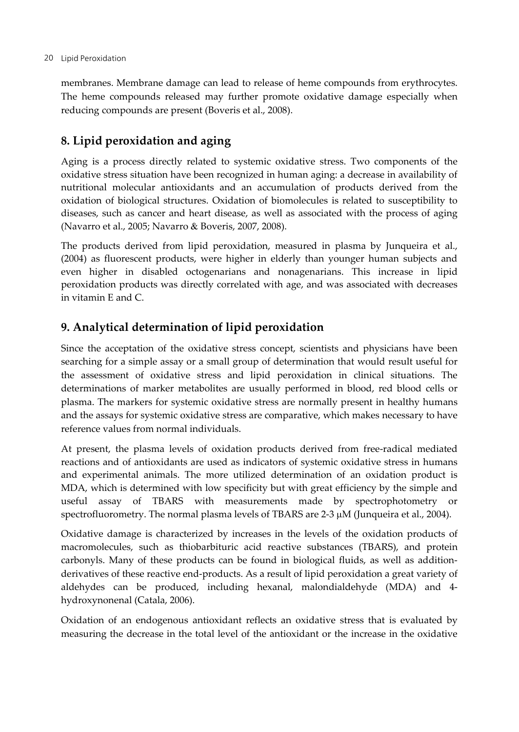membranes. Membrane damage can lead to release of heme compounds from erythrocytes. The heme compounds released may further promote oxidative damage especially when reducing compounds are present (Boveris et al., 2008).

## 8. Lipid peroxidation and aging

Aging is a process directly related to systemic oxidative stress. Two components of the oxidative stress situation have been recognized in human aging: a decrease in availability of nutritional molecular antioxidants and an accumulation of products derived from the oxidation of biological structures. Oxidation of biomolecules is related to susceptibility to diseases, such as cancer and heart disease, as well as associated with the process of aging (Navarro et al., 2005; Navarro & Boveris, 2007, 2008).

The products derived from lipid peroxidation, measured in plasma by Junqueira et al., (2004) as fluorescent products, were higher in elderly than younger human subjects and even higher in disabled octogenarians and nonagenarians. This increase in lipid peroxidation products was directly correlated with age, and was associated with decreases in vitamin E and C.

## 9. Analytical determination of lipid peroxidation

Since the acceptation of the oxidative stress concept, scientists and physicians have been searching for a simple assay or a small group of determination that would result useful for the assessment of oxidative stress and lipid peroxidation in clinical situations. The determinations of marker metabolites are usually performed in blood, red blood cells or plasma. The markers for systemic oxidative stress are normally present in healthy humans and the assays for systemic oxidative stress are comparative, which makes necessary to have reference values from normal individuals.

At present, the plasma levels of oxidation products derived from free-radical mediated reactions and of antioxidants are used as indicators of systemic oxidative stress in humans and experimental animals. The more utilized determination of an oxidation product is MDA, which is determined with low specificity but with great efficiency by the simple and useful assay of TBARS with measurements made by spectrophotometry or spectrofluorometry. The normal plasma levels of TBARS are 2-3 μM (Junqueira et al., 2004).

Oxidative damage is characterized by increases in the levels of the oxidation products of macromolecules, such as thiobarbituric acid reactive substances (TBARS), and protein carbonyls. Many of these products can be found in biological fluids, as well as addition-derivatives of these reactive end-products. As a result of lipid peroxidation a great variety of aldehydes can be produced, including hexanal, malondialdehyde (MDA) and 4-hydroxynonenal (Catala, 2006).

Oxidation of an endogenous antioxidant reflects an oxidative stress that is evaluated by measuring the decrease in the total level of the antioxidant or the increase in the oxidative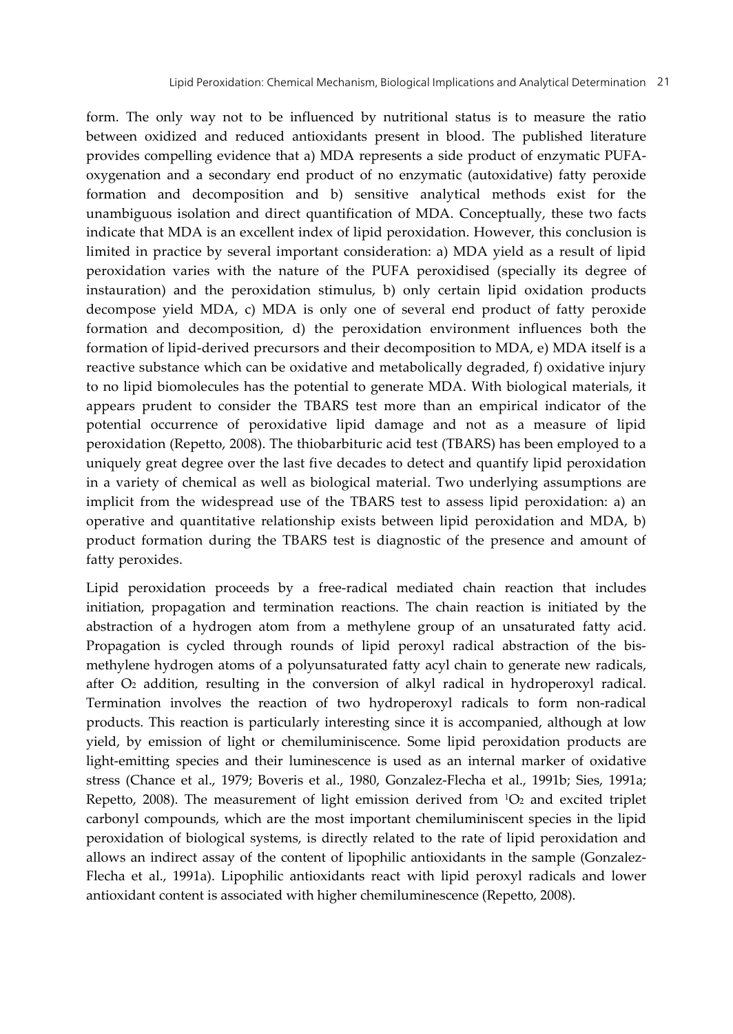form. The only way not to be influenced by nutritional status is to measure the ratio between oxidized and reduced antioxidants present in blood. The published literature provides compelling evidence that a) MDA represents a side product of enzymatic PUFA-oxygenation and a secondary end product of no enzymatic (autoxidative) fatty peroxide formation and decomposition and b) sensitive analytical methods exist for the unambiguous isolation and direct quantification of MDA. Conceptually, these two facts indicate that MDA is an excellent index of lipid peroxidation. However, this conclusion is limited in practice by several important consideration: a) MDA yield as a result of lipid peroxidation varies with the nature of the PUFA peroxidised (specially its degree of instauration) and the peroxidation stimulus, b) only certain lipid oxidation products decompose yield MDA, c) MDA is only one of several end product of fatty peroxide formation and decomposition, d) the peroxidation environment influences both the formation of lipid-derived precursors and their decomposition to MDA, e) MDA itself is a reactive substance which can be oxidative and metabolically degraded, f) oxidative injury to no lipid biomolecules has the potential to generate MDA. With biological materials, it appears prudent to consider the TBARS test more than an empirical indicator of the potential occurrence of peroxidative lipid damage and not as a measure of lipid peroxidation (Repetto, 2008). The thiobarbituric acid test (TBARS) has been employed to a uniquely great degree over the last five decades to detect and quantify lipid peroxidation in a variety of chemical as well as biological material. Two underlying assumptions are implicit from the widespread use of the TBARS test to assess lipid peroxidation: a) an operative and quantitative relationship exists between lipid peroxidation and MDA, b) product formation during the TBARS test is diagnostic of the presence and amount of fatty peroxides.

Lipid peroxidation proceeds by a free-radical mediated chain reaction that includes initiation, propagation and termination reactions. The chain reaction is initiated by the abstraction of a hydrogen atom from a methylene group of an unsaturated fatty acid. Propagation is cycled through rounds of lipid peroxyl radical abstraction of the bis-methylene hydrogen atoms of a polyunsaturated fatty acyl chain to generate new radicals, after $O_2$ addition, resulting in the conversion of alkyl radical in hydroperoxyl radical. Termination involves the reaction of two hydroperoxyl radicals to form non-radical products. This reaction is particularly interesting since it is accompanied, although at low yield, by emission of light or chemiluminiscence. Some lipid peroxidation products are light-emitting species and their luminescence is used as an internal marker of oxidative stress (Chance et al., 1979; Boveris et al., 1980, Gonzalez-Flecha et al., 1991b; Sies, 1991a; Repetto, 2008). The measurement of light emission derived from $^1O_2$ and excited triplet carbonyl compounds, which are the most important chemiluminiscent species in the lipid peroxidation of biological systems, is directly related to the rate of lipid peroxidation and allows an indirect assay of the content of lipophilic antioxidants in the sample (Gonzalez-Flecha et al., 1991a). Lipophilic antioxidants react with lipid peroxyl radicals and lower antioxidant content is associated with higher chemiluminescence (Repetto, 2008).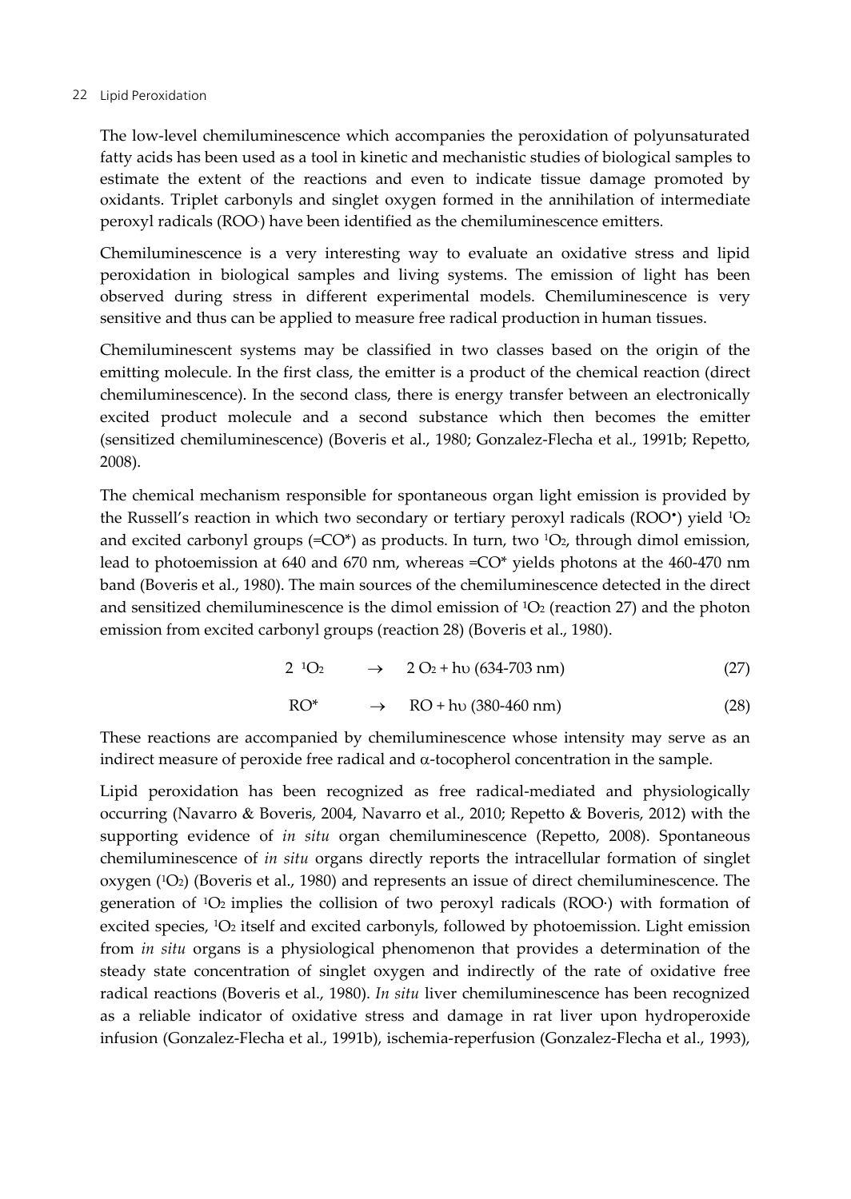The low-level chemiluminescence which accompanies the peroxidation of polyunsaturated fatty acids has been used as a tool in kinetic and mechanistic studies of biological samples to estimate the extent of the reactions and even to indicate tissue damage promoted by oxidants. Triplet carbonyls and singlet oxygen formed in the annihilation of intermediate peroxyl radicals (ROO·) have been identified as the chemiluminescence emitters.

Chemiluminescence is a very interesting way to evaluate an oxidative stress and lipid peroxidation in biological samples and living systems. The emission of light has been observed during stress in different experimental models. Chemiluminescence is very sensitive and thus can be applied to measure free radical production in human tissues.

Chemiluminescent systems may be classified in two classes based on the origin of the emitting molecule. In the first class, the emitter is a product of the chemical reaction (direct chemiluminescence). In the second class, there is energy transfer between an electronically excited product molecule and a second substance which then becomes the emitter (sensitized chemiluminescence) (Boveris et al., 1980; Gonzalez-Flecha et al., 1991b; Repetto, 2008).

The chemical mechanism responsible for spontaneous organ light emission is provided by the Russell's reaction in which two secondary or tertiary peroxyl radicals (ROO•) yield $^1O_2$ and excited carbonyl groups (=CO*) as products. In turn, two $^1O_2$, through dimol emission, lead to photoemission at 640 and 670 nm, whereas =CO* yields photons at the 460-470 nm band (Boveris et al., 1980). The main sources of the chemiluminescence detected in the direct and sensitized chemiluminescence is the dimol emission of $^1O_2$ (reaction 27) and the photon emission from excited carbonyl groups (reaction 28) (Boveris et al., 1980).

$$2\ ^1O_2 \rightarrow 2\ O_2 + h\upsilon\ (634\text{-}703\ \text{nm}) \tag{27}$$

$$RO^* \rightarrow RO + h\upsilon\ (380\text{-}460\ \text{nm}) \tag{28}$$

These reactions are accompanied by chemiluminescence whose intensity may serve as an indirect measure of peroxide free radical and $\alpha$-tocopherol concentration in the sample.

Lipid peroxidation has been recognized as free radical-mediated and physiologically occurring (Navarro & Boveris, 2004, Navarro et al., 2010; Repetto & Boveris, 2012) with the supporting evidence of *in situ* organ chemiluminescence (Repetto, 2008). Spontaneous chemiluminescence of *in situ* organs directly reports the intracellular formation of singlet oxygen ($^1O_2$) (Boveris et al., 1980) and represents an issue of direct chemiluminescence. The generation of $^1O_2$ implies the collision of two peroxyl radicals (ROO·) with formation of excited species, $^1O_2$ itself and excited carbonyls, followed by photoemission. Light emission from *in situ* organs is a physiological phenomenon that provides a determination of the steady state concentration of singlet oxygen and indirectly of the rate of oxidative free radical reactions (Boveris et al., 1980). *In situ* liver chemiluminescence has been recognized as a reliable indicator of oxidative stress and damage in rat liver upon hydroperoxide infusion (Gonzalez-Flecha et al., 1991b), ischemia-reperfusion (Gonzalez-Flecha et al., 1993),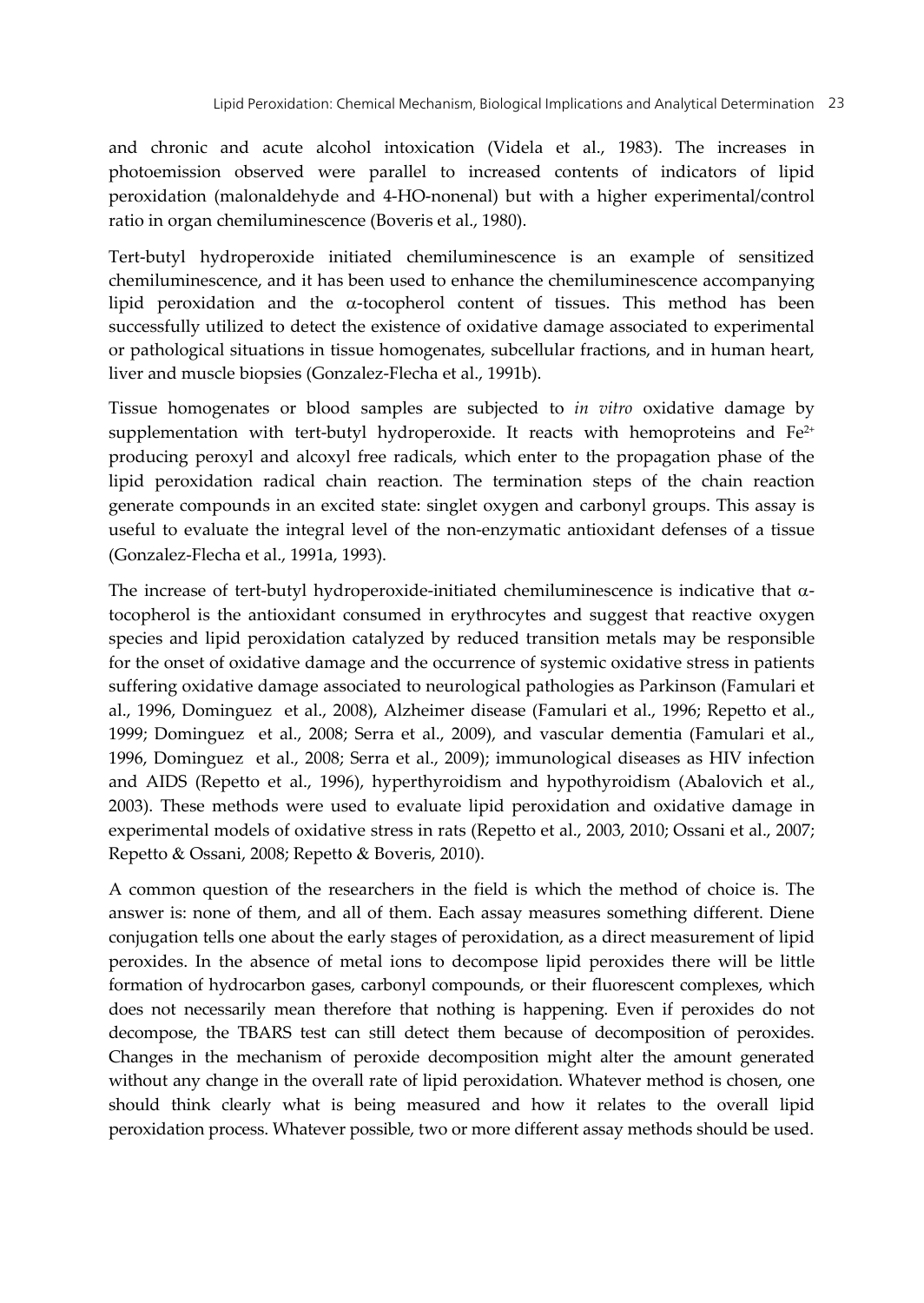and chronic and acute alcohol intoxication (Videla et al., 1983). The increases in photoemission observed were parallel to increased contents of indicators of lipid peroxidation (malonaldehyde and 4-HO-nonenal) but with a higher experimental/control ratio in organ chemiluminescence (Boveris et al., 1980).

Tert-butyl hydroperoxide initiated chemiluminescence is an example of sensitized chemiluminescence, and it has been used to enhance the chemiluminescence accompanying lipid peroxidation and the α-tocopherol content of tissues. This method has been successfully utilized to detect the existence of oxidative damage associated to experimental or pathological situations in tissue homogenates, subcellular fractions, and in human heart, liver and muscle biopsies (Gonzalez-Flecha et al., 1991b).

Tissue homogenates or blood samples are subjected to *in vitro* oxidative damage by supplementation with tert-butyl hydroperoxide. It reacts with hemoproteins and $Fe^{2+}$ producing peroxyl and alcoxyl free radicals, which enter to the propagation phase of the lipid peroxidation radical chain reaction. The termination steps of the chain reaction generate compounds in an excited state: singlet oxygen and carbonyl groups. This assay is useful to evaluate the integral level of the non-enzymatic antioxidant defenses of a tissue (Gonzalez-Flecha et al., 1991a, 1993).

The increase of tert-butyl hydroperoxide-initiated chemiluminescence is indicative that α-tocopherol is the antioxidant consumed in erythrocytes and suggest that reactive oxygen species and lipid peroxidation catalyzed by reduced transition metals may be responsible for the onset of oxidative damage and the occurrence of systemic oxidative stress in patients suffering oxidative damage associated to neurological pathologies as Parkinson (Famulari et al., 1996, Dominguez et al., 2008), Alzheimer disease (Famulari et al., 1996; Repetto et al., 1999; Dominguez et al., 2008; Serra et al., 2009), and vascular dementia (Famulari et al., 1996, Dominguez et al., 2008; Serra et al., 2009); immunological diseases as HIV infection and AIDS (Repetto et al., 1996), hyperthyroidism and hypothyroidism (Abalovich et al., 2003). These methods were used to evaluate lipid peroxidation and oxidative damage in experimental models of oxidative stress in rats (Repetto et al., 2003, 2010; Ossani et al., 2007; Repetto & Ossani, 2008; Repetto & Boveris, 2010).

A common question of the researchers in the field is which the method of choice is. The answer is: none of them, and all of them. Each assay measures something different. Diene conjugation tells one about the early stages of peroxidation, as a direct measurement of lipid peroxides. In the absence of metal ions to decompose lipid peroxides there will be little formation of hydrocarbon gases, carbonyl compounds, or their fluorescent complexes, which does not necessarily mean therefore that nothing is happening. Even if peroxides do not decompose, the TBARS test can still detect them because of decomposition of peroxides. Changes in the mechanism of peroxide decomposition might alter the amount generated without any change in the overall rate of lipid peroxidation. Whatever method is chosen, one should think clearly what is being measured and how it relates to the overall lipid peroxidation process. Whatever possible, two or more different assay methods should be used.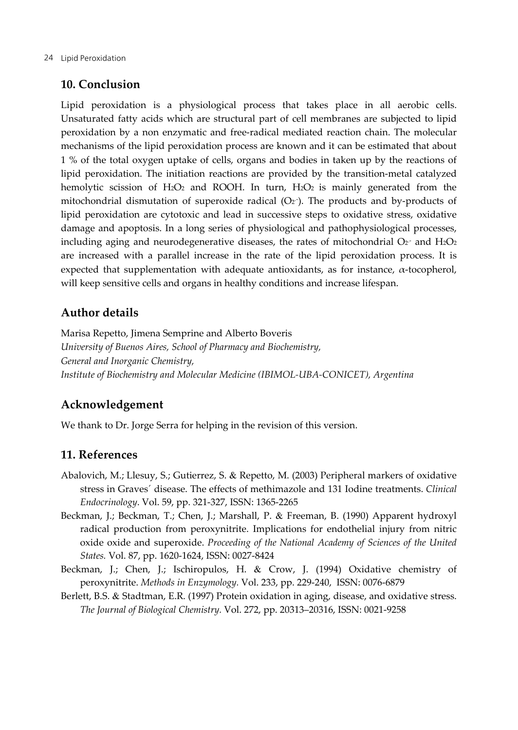## 10. Conclusion

Lipid peroxidation is a physiological process that takes place in all aerobic cells. Unsaturated fatty acids which are structural part of cell membranes are subjected to lipid peroxidation by a non enzymatic and free-radical mediated reaction chain. The molecular mechanisms of the lipid peroxidation process are known and it can be estimated that about 1 % of the total oxygen uptake of cells, organs and bodies in taken up by the reactions of lipid peroxidation. The initiation reactions are provided by the transition-metal catalyzed hemolytic scission of $H_2O_2$ and ROOH. In turn, $H_2O_2$ is mainly generated from the mitochondrial dismutation of superoxide radical ($O_2^{\cdot-}$). The products and by-products of lipid peroxidation are cytotoxic and lead in successive steps to oxidative stress, oxidative damage and apoptosis. In a long series of physiological and pathophysiological processes, including aging and neurodegenerative diseases, the rates of mitochondrial $O_2^{\cdot-}$ and $H_2O_2$ are increased with a parallel increase in the rate of the lipid peroxidation process. It is expected that supplementation with adequate antioxidants, as for instance, $\alpha$-tocopherol, will keep sensitive cells and organs in healthy conditions and increase lifespan.

## Author details

Marisa Repetto, Jimena Semprine and Alberto Boveris
*University of Buenos Aires, School of Pharmacy and Biochemistry,*
*General and Inorganic Chemistry,*
*Institute of Biochemistry and Molecular Medicine (IBIMOL-UBA-CONICET), Argentina*

## Acknowledgement

We thank to Dr. Jorge Serra for helping in the revision of this version.

## 11. References

Abalovich, M.; Llesuy, S.; Gutierrez, S. & Repetto, M. (2003) Peripheral markers of oxidative stress in Graves´ disease. The effects of methimazole and 131 Iodine treatments. *Clinical Endocrinology*. Vol. 59, pp. 321-327, ISSN: 1365-2265

Beckman, J.; Beckman, T.; Chen, J.; Marshall, P. & Freeman, B. (1990) Apparent hydroxyl radical production from peroxynitrite. Implications for endothelial injury from nitric oxide oxide and superoxide. *Proceeding of the National Academy of Sciences of the United States.* Vol. 87, pp. 1620-1624, ISSN: 0027-8424

Beckman, J.; Chen, J.; Ischiropulos, H. & Crow, J. (1994) Oxidative chemistry of peroxynitrite. *Methods in Enzymology*. Vol. 233, pp. 229-240, ISSN: 0076-6879

Berlett, B.S. & Stadtman, E.R. (1997) Protein oxidation in aging, disease, and oxidative stress. *The Journal of Biological Chemistry.* Vol. 272, pp. 20313–20316, ISSN: 0021-9258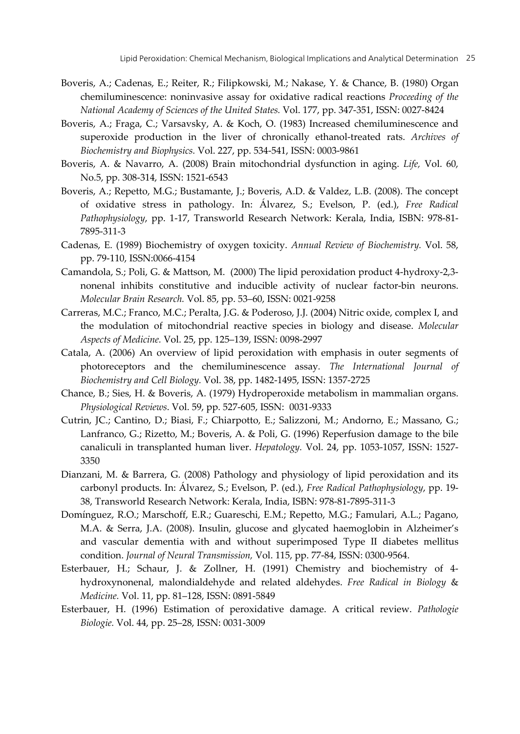Boveris, A.; Cadenas, E.; Reiter, R.; Filipkowski, M.; Nakase, Y. & Chance, B. (1980) Organ chemiluminescence: noninvasive assay for oxidative radical reactions *Proceeding of the National Academy of Sciences of the United States.* Vol. 177, pp. 347-351, ISSN: 0027-8424

Boveris, A.; Fraga, C.; Varsavsky, A. & Koch, O. (1983) Increased chemiluminescence and superoxide production in the liver of chronically ethanol-treated rats. *Archives of Biochemistry and Biophysics.* Vol. 227, pp. 534-541, ISSN: 0003-9861

Boveris, A. & Navarro, A. (2008) Brain mitochondrial dysfunction in aging. *Life,* Vol. 60, No.5, pp. 308-314, ISSN: 1521-6543

Boveris, A.; Repetto, M.G.; Bustamante, J.; Boveris, A.D. & Valdez, L.B. (2008). The concept of oxidative stress in pathology. In: Álvarez, S.; Evelson, P. (ed.), *Free Radical Pathophysiology*, pp. 1-17, Transworld Research Network: Kerala, India, ISBN: 978-81-7895-311-3

Cadenas, E. (1989) Biochemistry of oxygen toxicity. *Annual Review of Biochemistry.* Vol. 58, pp. 79-110, ISSN:0066-4154

Camandola, S.; Poli, G. & Mattson, M. (2000) The lipid peroxidation product 4-hydroxy-2,3-nonenal inhibits constitutive and inducible activity of nuclear factor-bin neurons. *Molecular Brain Research.* Vol. 85, pp. 53–60, ISSN: 0021-9258

Carreras, M.C.; Franco, M.C.; Peralta, J.G. & Poderoso, J.J. (2004) Nitric oxide, complex I, and the modulation of mitochondrial reactive species in biology and disease. *Molecular Aspects of Medicine.* Vol. 25, pp. 125–139, ISSN: 0098-2997

Catala, A. (2006) An overview of lipid peroxidation with emphasis in outer segments of photoreceptors and the chemiluminescence assay. *The International Journal of Biochemistry and Cell Biology.* Vol. 38, pp. 1482-1495, ISSN: 1357-2725

Chance, B.; Sies, H. & Boveris, A. (1979) Hydroperoxide metabolism in mammalian organs. *Physiological Reviews.* Vol. 59, pp. 527-605, ISSN: 0031-9333

Cutrin, JC.; Cantino, D.; Biasi, F.; Chiarpotto, E.; Salizzoni, M.; Andorno, E.; Massano, G.; Lanfranco, G.; Rizetto, M.; Boveris, A. & Poli, G. (1996) Reperfusion damage to the bile canaliculi in transplanted human liver. *Hepatology.* Vol. 24, pp. 1053-1057, ISSN: 1527-3350

Dianzani, M. & Barrera, G. (2008) Pathology and physiology of lipid peroxidation and its carbonyl products. In: Álvarez, S.; Evelson, P. (ed.), *Free Radical Pathophysiology*, pp. 19-38, Transworld Research Network: Kerala, India, ISBN: 978-81-7895-311-3

Domínguez, R.O.; Marschoff, E.R.; Guareschi, E.M.; Repetto, M.G.; Famulari, A.L.; Pagano, M.A. & Serra, J.A. (2008). Insulin, glucose and glycated haemoglobin in Alzheimer's and vascular dementia with and without superimposed Type II diabetes mellitus condition. *Journal of Neural Transmission,* Vol. 115, pp. 77-84, ISSN: 0300-9564.

Esterbauer, H.; Schaur, J. & Zollner, H. (1991) Chemistry and biochemistry of 4-hydroxynonenal, malondialdehyde and related aldehydes. *Free Radical in Biology & Medicine.* Vol. 11, pp. 81–128, ISSN: 0891-5849

Esterbauer, H. (1996) Estimation of peroxidative damage. A critical review. *Pathologie Biologie.* Vol. 44, pp. 25–28, ISSN: 0031-3009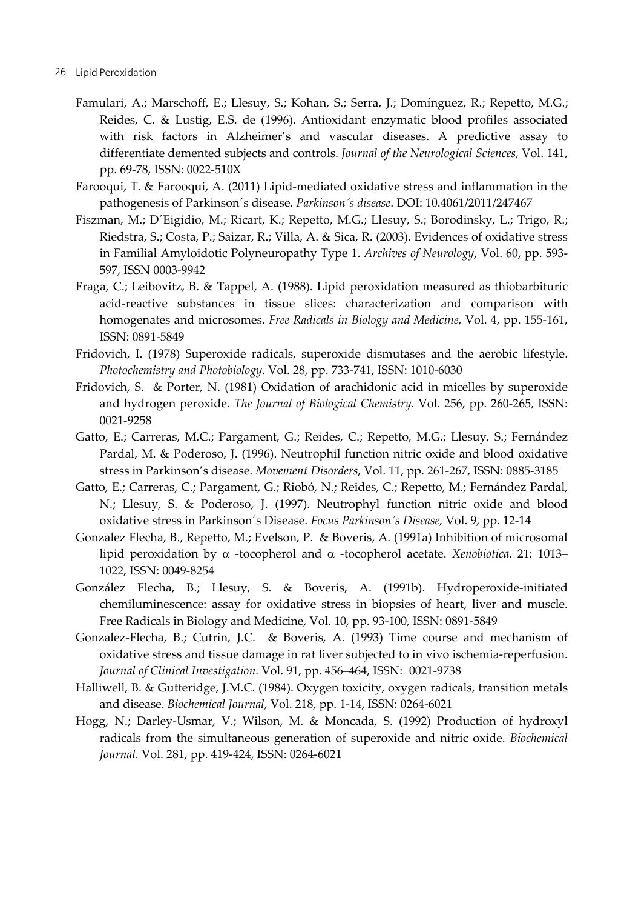Famulari, A.; Marschoff, E.; Llesuy, S.; Kohan, S.; Serra, J.; Domínguez, R.; Repetto, M.G.; Reides, C. & Lustig, E.S. de (1996). Antioxidant enzymatic blood profiles associated with risk factors in Alzheimer's and vascular diseases. A predictive assay to differentiate demented subjects and controls. *Journal of the Neurological Sciences*, Vol. 141, pp. 69-78, ISSN: 0022-510X

Farooqui, T. & Farooqui, A. (2011) Lipid-mediated oxidative stress and inflammation in the pathogenesis of Parkinson´s disease. *Parkinson´s disease*. DOI: 10.4061/2011/247467

Fiszman, M.; D´Eigidio, M.; Ricart, K.; Repetto, M.G.; Llesuy, S.; Borodinsky, L.; Trigo, R.; Riedstra, S.; Costa, P.; Saizar, R.; Villa, A. & Sica, R. (2003). Evidences of oxidative stress in Familial Amyloidotic Polyneuropathy Type 1. *Archives of Neurology*, Vol. 60, pp. 593-597, ISSN 0003-9942

Fraga, C.; Leibovitz, B. & Tappel, A. (1988). Lipid peroxidation measured as thiobarbituric acid-reactive substances in tissue slices: characterization and comparison with homogenates and microsomes. *Free Radicals in Biology and Medicine*, Vol. 4, pp. 155-161, ISSN: 0891-5849

Fridovich, I. (1978) Superoxide radicals, superoxide dismutases and the aerobic lifestyle. *Photochemistry and Photobiology*. Vol. 28, pp. 733-741, ISSN: 1010-6030

Fridovich, S. & Porter, N. (1981) Oxidation of arachidonic acid in micelles by superoxide and hydrogen peroxide. *The Journal of Biological Chemistry*. Vol. 256, pp. 260-265, ISSN: 0021-9258

Gatto, E.; Carreras, M.C.; Pargament, G.; Reides, C.; Repetto, M.G.; Llesuy, S.; Fernández Pardal, M. & Poderoso, J. (1996). Neutrophil function nitric oxide and blood oxidative stress in Parkinson's disease. *Movement Disorders*, Vol. 11, pp. 261-267, ISSN: 0885-3185

Gatto, E.; Carreras, C.; Pargament, G.; Riobó, N.; Reides, C.; Repetto, M.; Fernández Pardal, N.; Llesuy, S. & Poderoso, J. (1997). Neutrophyl function nitric oxide and blood oxidative stress in Parkinson´s Disease. *Focus Parkinson´s Disease,* Vol. 9, pp. 12-14

Gonzalez Flecha, B., Repetto, M.; Evelson, P. & Boveris, A. (1991a) Inhibition of microsomal lipid peroxidation by $\alpha$ -tocopherol and $\alpha$ -tocopherol acetate. *Xenobiotica*. 21: 1013–1022, ISSN: 0049-8254

González Flecha, B.; Llesuy, S. & Boveris, A. (1991b). Hydroperoxide-initiated chemiluminescence: assay for oxidative stress in biopsies of heart, liver and muscle. Free Radicals in Biology and Medicine, Vol. 10, pp. 93-100, ISSN: 0891-5849

Gonzalez-Flecha, B.; Cutrin, J.C. & Boveris, A. (1993) Time course and mechanism of oxidative stress and tissue damage in rat liver subjected to in vivo ischemia-reperfusion. *Journal of Clinical Investigation.* Vol. 91, pp. 456–464, ISSN: 0021-9738

Halliwell, B. & Gutteridge, J.M.C. (1984). Oxygen toxicity, oxygen radicals, transition metals and disease. *Biochemical Journal*, Vol. 218, pp. 1-14, ISSN: 0264-6021

Hogg, N.; Darley-Usmar, V.; Wilson, M. & Moncada, S. (1992) Production of hydroxyl radicals from the simultaneous generation of superoxide and nitric oxide. *Biochemical Journal.* Vol. 281, pp. 419-424, ISSN: 0264-6021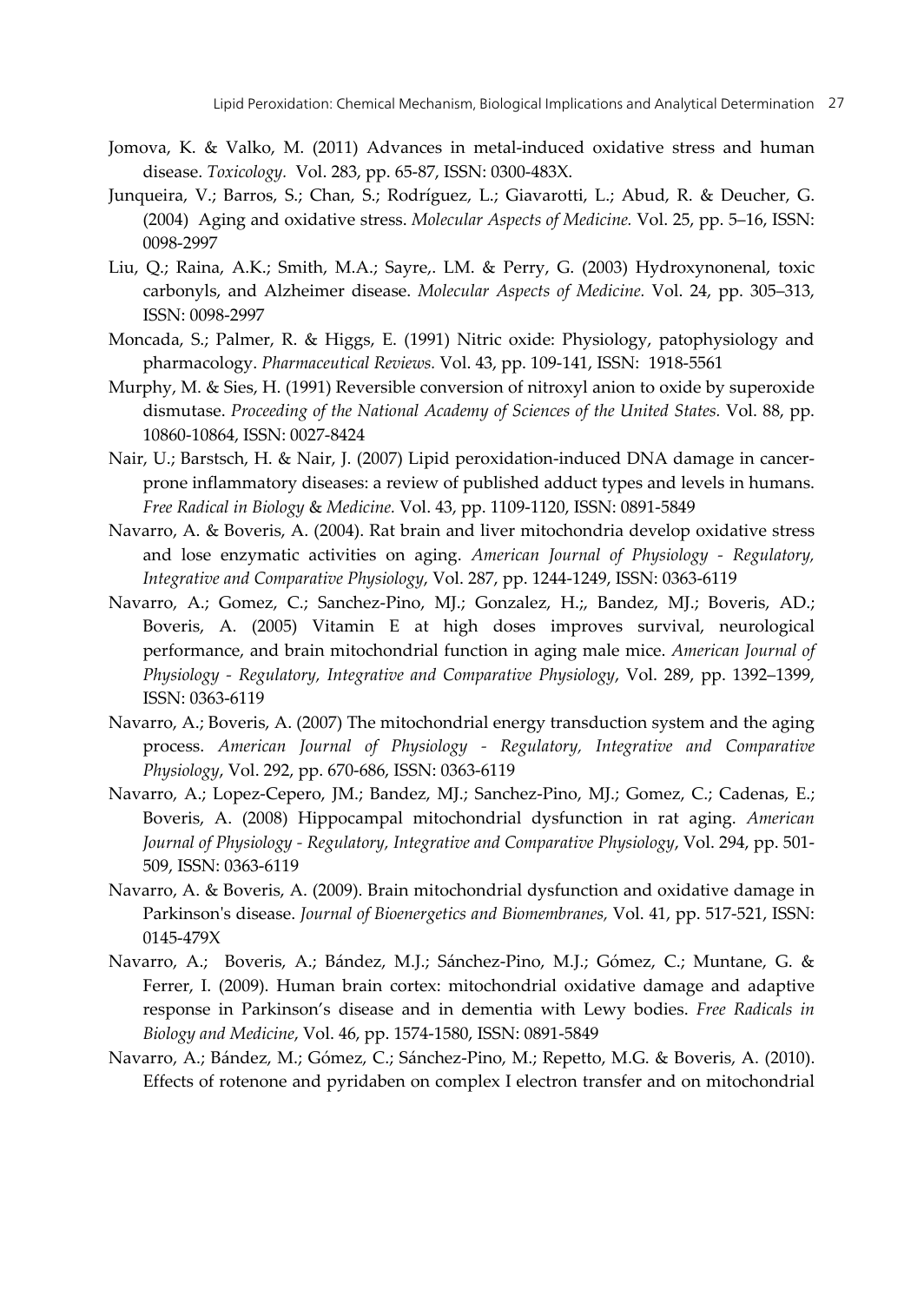Jomova, K. & Valko, M. (2011) Advances in metal-induced oxidative stress and human disease. *Toxicology.* Vol. 283, pp. 65-87, ISSN: 0300-483X.

Junqueira, V.; Barros, S.; Chan, S.; Rodríguez, L.; Giavarotti, L.; Abud, R. & Deucher, G. (2004) Aging and oxidative stress. *Molecular Aspects of Medicine.* Vol. 25, pp. 5–16, ISSN: 0098-2997

Liu, Q.; Raina, A.K.; Smith, M.A.; Sayre,. LM. & Perry, G. (2003) Hydroxynonenal, toxic carbonyls, and Alzheimer disease. *Molecular Aspects of Medicine.* Vol. 24, pp. 305–313, ISSN: 0098-2997

Moncada, S.; Palmer, R. & Higgs, E. (1991) Nitric oxide: Physiology, patophysiology and pharmacology. *Pharmaceutical Reviews.* Vol. 43, pp. 109-141, ISSN: 1918-5561

Murphy, M. & Sies, H. (1991) Reversible conversion of nitroxyl anion to oxide by superoxide dismutase. *Proceeding of the National Academy of Sciences of the United States.* Vol. 88, pp. 10860-10864, ISSN: 0027-8424

Nair, U.; Barstsch, H. & Nair, J. (2007) Lipid peroxidation-induced DNA damage in cancer-prone inflammatory diseases: a review of published adduct types and levels in humans. *Free Radical in Biology & Medicine.* Vol. 43, pp. 1109-1120, ISSN: 0891-5849

Navarro, A. & Boveris, A. (2004). Rat brain and liver mitochondria develop oxidative stress and lose enzymatic activities on aging. *American Journal of Physiology - Regulatory, Integrative and Comparative Physiology*, Vol. 287, pp. 1244-1249, ISSN: 0363-6119

Navarro, A.; Gomez, C.; Sanchez-Pino, MJ.; Gonzalez, H.;, Bandez, MJ.; Boveris, AD.; Boveris, A. (2005) Vitamin E at high doses improves survival, neurological performance, and brain mitochondrial function in aging male mice. *American Journal of Physiology - Regulatory, Integrative and Comparative Physiology*, Vol. 289, pp. 1392–1399, ISSN: 0363-6119

Navarro, A.; Boveris, A. (2007) The mitochondrial energy transduction system and the aging process. *American Journal of Physiology - Regulatory, Integrative and Comparative Physiology*, Vol. 292, pp. 670-686, ISSN: 0363-6119

Navarro, A.; Lopez-Cepero, JM.; Bandez, MJ.; Sanchez-Pino, MJ.; Gomez, C.; Cadenas, E.; Boveris, A. (2008) Hippocampal mitochondrial dysfunction in rat aging. *American Journal of Physiology - Regulatory, Integrative and Comparative Physiology*, Vol. 294, pp. 501-509, ISSN: 0363-6119

Navarro, A. & Boveris, A. (2009). Brain mitochondrial dysfunction and oxidative damage in Parkinson's disease. *Journal of Bioenergetics and Biomembranes*, Vol. 41, pp. 517-521, ISSN: 0145-479X

Navarro, A.; Boveris, A.; Bández, M.J.; Sánchez-Pino, M.J.; Gómez, C.; Muntane, G. & Ferrer, I. (2009). Human brain cortex: mitochondrial oxidative damage and adaptive response in Parkinson's disease and in dementia with Lewy bodies. *Free Radicals in Biology and Medicine*, Vol. 46, pp. 1574-1580, ISSN: 0891-5849

Navarro, A.; Bández, M.; Gómez, C.; Sánchez-Pino, M.; Repetto, M.G. & Boveris, A. (2010). Effects of rotenone and pyridaben on complex I electron transfer and on mitochondrial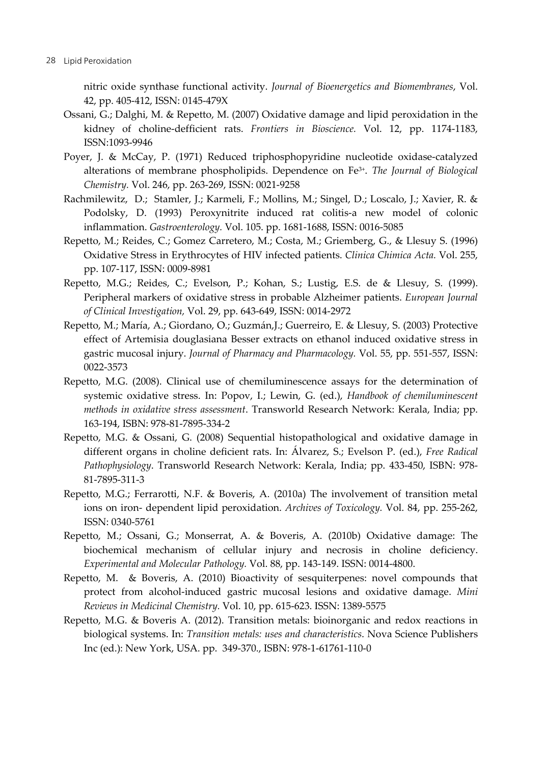nitric oxide synthase functional activity. *Journal of Bioenergetics and Biomembranes*, Vol. 42, pp. 405-412, ISSN: 0145-479X

Ossani, G.; Dalghi, M. & Repetto, M. (2007) Oxidative damage and lipid peroxidation in the kidney of choline-defficient rats. *Frontiers in Bioscience.* Vol. 12, pp. 1174-1183, ISSN:1093-9946

Poyer, J. & McCay, P. (1971) Reduced triphosphopyridine nucleotide oxidase-catalyzed alterations of membrane phospholipids. Dependence on $Fe^{3+}$. *The Journal of Biological Chemistry.* Vol. 246, pp. 263-269, ISSN: 0021-9258

Rachmilewitz, D.; Stamler, J.; Karmeli, F.; Mollins, M.; Singel, D.; Loscalo, J.; Xavier, R. & Podolsky, D. (1993) Peroxynitrite induced rat colitis-a new model of colonic inflammation. *Gastroenterology.* Vol. 105. pp. 1681-1688, ISSN: 0016-5085

Repetto, M.; Reides, C.; Gomez Carretero, M.; Costa, M.; Griemberg, G., & Llesuy S. (1996) Oxidative Stress in Erythrocytes of HIV infected patients. *Clinica Chimica Acta.* Vol. 255, pp. 107-117, ISSN: 0009-8981

Repetto, M.G.; Reides, C.; Evelson, P.; Kohan, S.; Lustig, E.S. de & Llesuy, S. (1999). Peripheral markers of oxidative stress in probable Alzheimer patients. *European Journal of Clinical Investigation,* Vol. 29, pp. 643-649, ISSN: 0014-2972

Repetto, M.; María, A.; Giordano, O.; Guzmán,J.; Guerreiro, E. & Llesuy, S. (2003) Protective effect of Artemisia douglasiana Besser extracts on ethanol induced oxidative stress in gastric mucosal injury. *Journal of Pharmacy and Pharmacology.* Vol. 55, pp. 551-557, ISSN: 0022-3573

Repetto, M.G. (2008). Clinical use of chemiluminescence assays for the determination of systemic oxidative stress. In: Popov, I.; Lewin, G. (ed.), *Handbook of chemiluminescent methods in oxidative stress assessment*. Transworld Research Network: Kerala, India; pp. 163-194, ISBN: 978-81-7895-334-2

Repetto, M.G. & Ossani, G. (2008) Sequential histopathological and oxidative damage in different organs in choline deficient rats. In: Álvarez, S.; Evelson P. (ed.), *Free Radical Pathophysiology*. Transworld Research Network: Kerala, India; pp. 433-450, ISBN: 978-81-7895-311-3

Repetto, M.G.; Ferrarotti, N.F. & Boveris, A. (2010a) The involvement of transition metal ions on iron- dependent lipid peroxidation. *Archives of Toxicology.* Vol. 84, pp. 255-262, ISSN: 0340-5761

Repetto, M.; Ossani, G.; Monserrat, A. & Boveris, A. (2010b) Oxidative damage: The biochemical mechanism of cellular injury and necrosis in choline deficiency. *Experimental and Molecular Pathology.* Vol. 88, pp. 143-149. ISSN: 0014-4800.

Repetto, M. & Boveris, A. (2010) Bioactivity of sesquiterpenes: novel compounds that protect from alcohol-induced gastric mucosal lesions and oxidative damage. *Mini Reviews in Medicinal Chemistry.* Vol. 10, pp. 615-623. ISSN: 1389-5575

Repetto, M.G. & Boveris A. (2012). Transition metals: bioinorganic and redox reactions in biological systems. In: *Transition metals: uses and characteristics*. Nova Science Publishers Inc (ed.): New York, USA. pp. 349-370., ISBN: 978-1-61761-110-0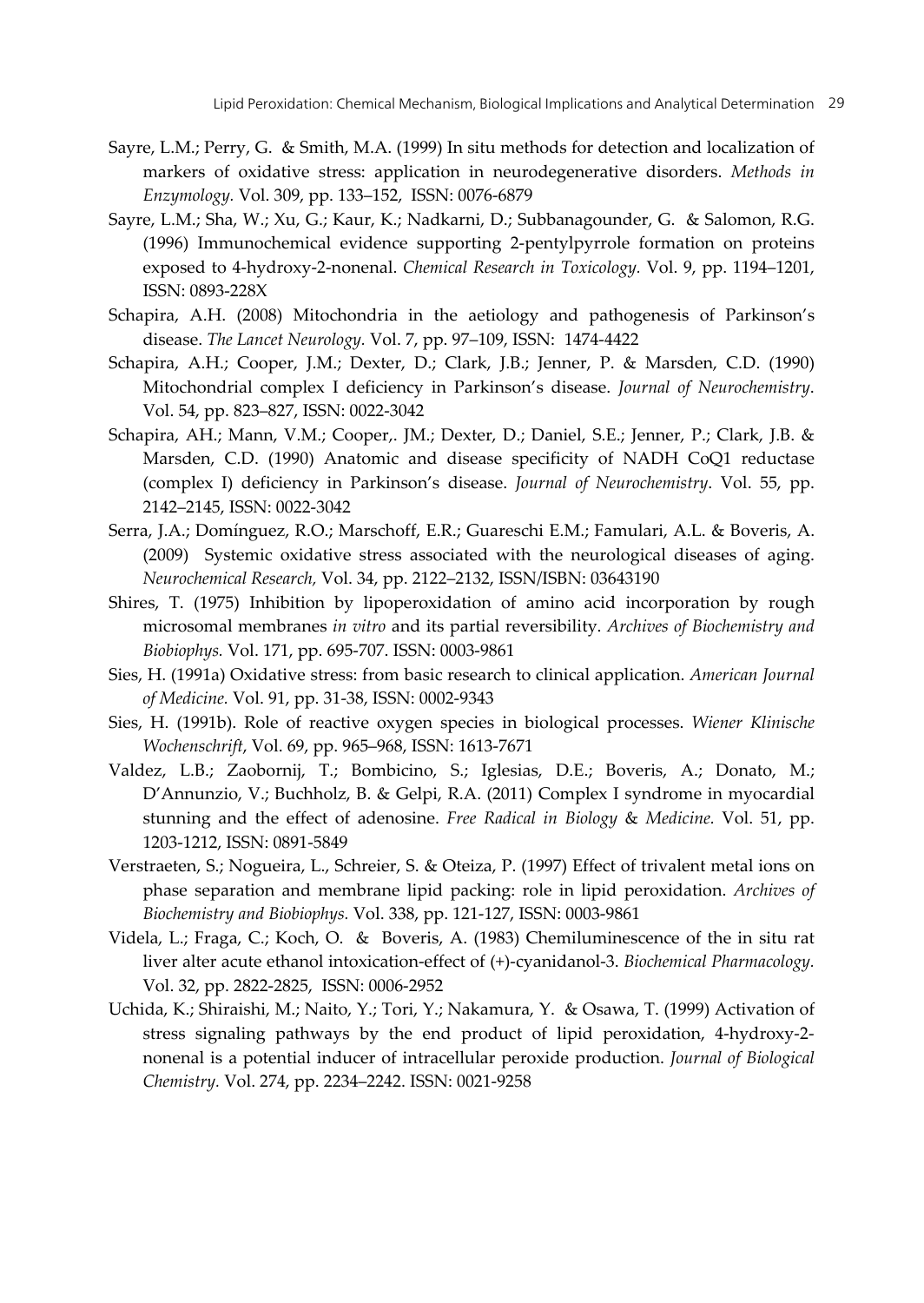Sayre, L.M.; Perry, G. & Smith, M.A. (1999) In situ methods for detection and localization of markers of oxidative stress: application in neurodegenerative disorders. *Methods in Enzymology.* Vol. 309, pp. 133–152, ISSN: 0076-6879

Sayre, L.M.; Sha, W.; Xu, G.; Kaur, K.; Nadkarni, D.; Subbanagounder, G. & Salomon, R.G. (1996) Immunochemical evidence supporting 2-pentylpyrrole formation on proteins exposed to 4-hydroxy-2-nonenal. *Chemical Research in Toxicology.* Vol. 9, pp. 1194–1201, ISSN: 0893-228X

Schapira, A.H. (2008) Mitochondria in the aetiology and pathogenesis of Parkinson's disease. *The Lancet Neurology.* Vol. 7, pp. 97–109, ISSN: 1474-4422

Schapira, A.H.; Cooper, J.M.; Dexter, D.; Clark, J.B.; Jenner, P. & Marsden, C.D. (1990) Mitochondrial complex I deficiency in Parkinson's disease. *Journal of Neurochemistry*. Vol. 54, pp. 823–827, ISSN: 0022-3042

Schapira, AH.; Mann, V.M.; Cooper,. JM.; Dexter, D.; Daniel, S.E.; Jenner, P.; Clark, J.B. & Marsden, C.D. (1990) Anatomic and disease specificity of NADH CoQ1 reductase (complex I) deficiency in Parkinson's disease. *Journal of Neurochemistry*. Vol. 55, pp. 2142–2145, ISSN: 0022-3042

Serra, J.A.; Domínguez, R.O.; Marschoff, E.R.; Guareschi E.M.; Famulari, A.L. & Boveris, A. (2009) Systemic oxidative stress associated with the neurological diseases of aging. *Neurochemical Research,* Vol. 34, pp. 2122–2132, ISSN/ISBN: 03643190

Shires, T. (1975) Inhibition by lipoperoxidation of amino acid incorporation by rough microsomal membranes *in vitro* and its partial reversibility. *Archives of Biochemistry and Biobiophys.* Vol. 171, pp. 695-707. ISSN: 0003-9861

Sies, H. (1991a) Oxidative stress: from basic research to clinical application. *American Journal of Medicine.* Vol. 91, pp. 31-38, ISSN: 0002-9343

Sies, H. (1991b). Role of reactive oxygen species in biological processes. *Wiener Klinische Wochenschrift*, Vol. 69, pp. 965–968, ISSN: 1613-7671

Valdez, L.B.; Zaobornij, T.; Bombicino, S.; Iglesias, D.E.; Boveris, A.; Donato, M.; D'Annunzio, V.; Buchholz, B. & Gelpi, R.A. (2011) Complex I syndrome in myocardial stunning and the effect of adenosine. *Free Radical in Biology & Medicine.* Vol. 51, pp. 1203-1212, ISSN: 0891-5849

Verstraeten, S.; Nogueira, L., Schreier, S. & Oteiza, P. (1997) Effect of trivalent metal ions on phase separation and membrane lipid packing: role in lipid peroxidation. *Archives of Biochemistry and Biobiophys.* Vol. 338, pp. 121-127, ISSN: 0003-9861

Videla, L.; Fraga, C.; Koch, O. & Boveris, A. (1983) Chemiluminescence of the in situ rat liver alter acute ethanol intoxication-effect of (+)-cyanidanol-3. *Biochemical Pharmacology.* Vol. 32, pp. 2822-2825, ISSN: 0006-2952

Uchida, K.; Shiraishi, M.; Naito, Y.; Tori, Y.; Nakamura, Y. & Osawa, T. (1999) Activation of stress signaling pathways by the end product of lipid peroxidation, 4-hydroxy-2-nonenal is a potential inducer of intracellular peroxide production. *Journal of Biological Chemistry.* Vol. 274, pp. 2234–2242. ISSN: 0021-9258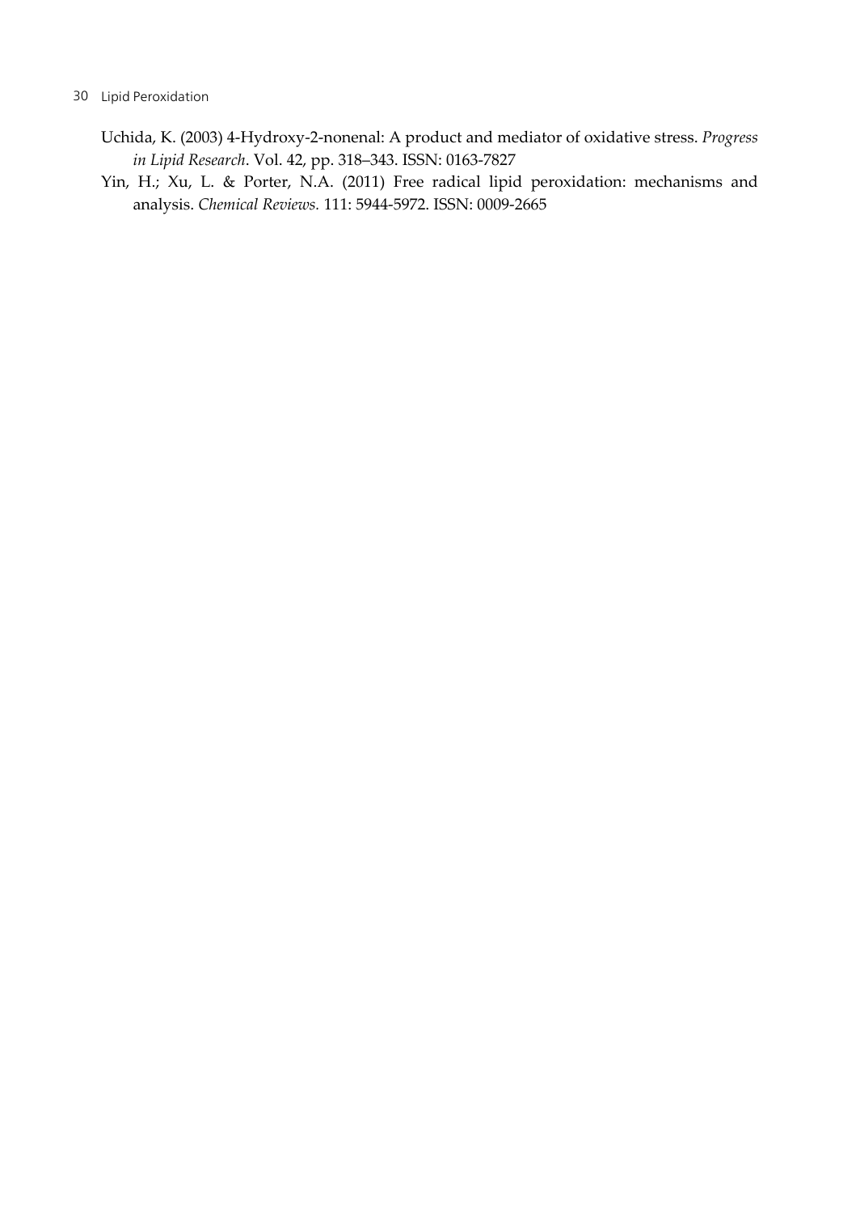Uchida, K. (2003) 4-Hydroxy-2-nonenal: A product and mediator of oxidative stress. *Progress in Lipid Research*. Vol. 42, pp. 318–343. ISSN: 0163-7827

Yin, H.; Xu, L. & Porter, N.A. (2011) Free radical lipid peroxidation: mechanisms and analysis. *Chemical Reviews.* 111: 5944-5972. ISSN: 0009-2665